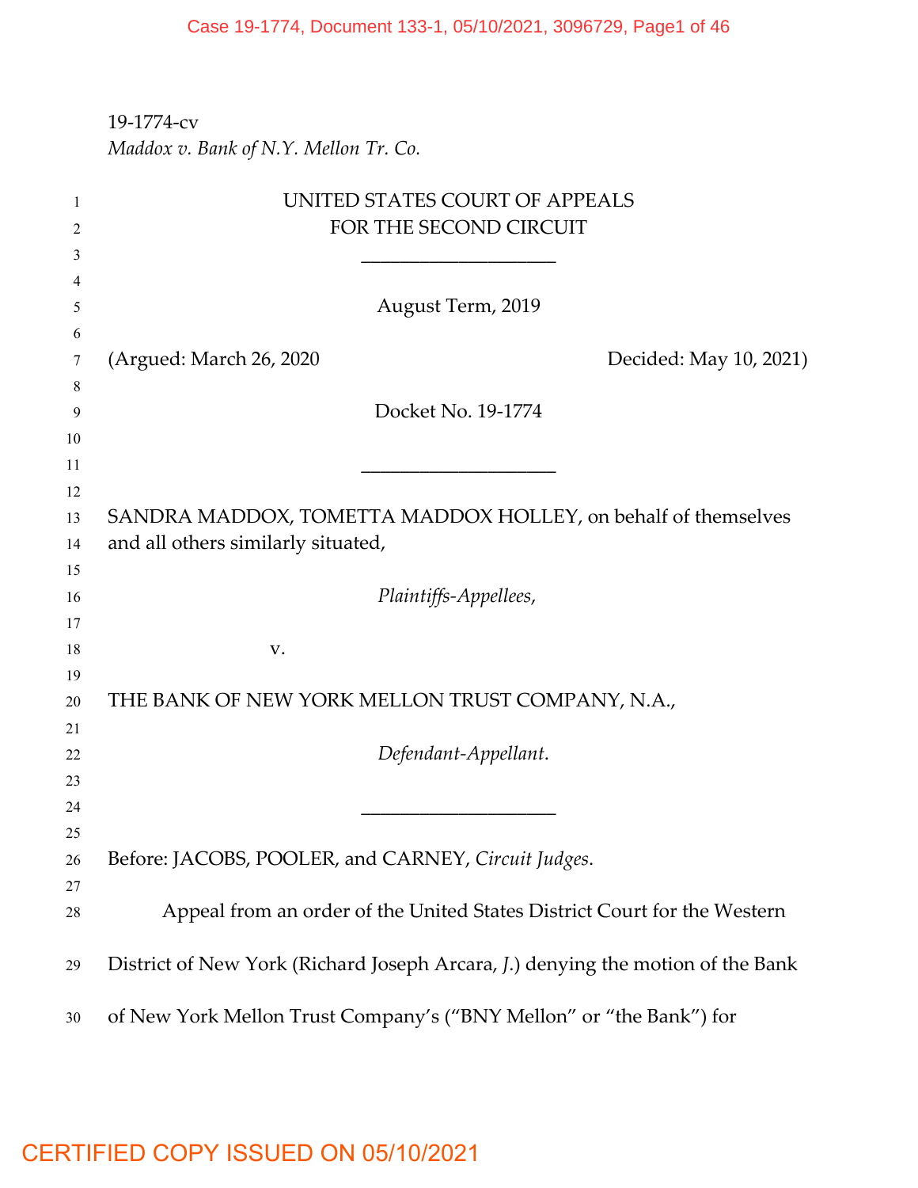19-1774-cv
*Maddox v. Bank of N.Y. Mellon Tr. Co.*

UNITED STATES COURT OF APPEALS
FOR THE SECOND CIRCUIT

_______________

August Term, 2019

(Argued: March 26, 2020 Decided: May 10, 2021)

Docket No. 19-1774

_______________

SANDRA MADDOX, TOMETTA MADDOX HOLLEY, on behalf of themselves and all others similarly situated,

*Plaintiffs-Appellees*,

v.

THE BANK OF NEW YORK MELLON TRUST COMPANY, N.A.,

*Defendant-Appellant*.

_______________

Before: JACOBS, POOLER, and CARNEY, *Circuit Judges*.

Appeal from an order of the United States District Court for the Western District of New York (Richard Joseph Arcara, *J.*) denying the motion of the Bank of New York Mellon Trust Company's ("BNY Mellon" or "the Bank") for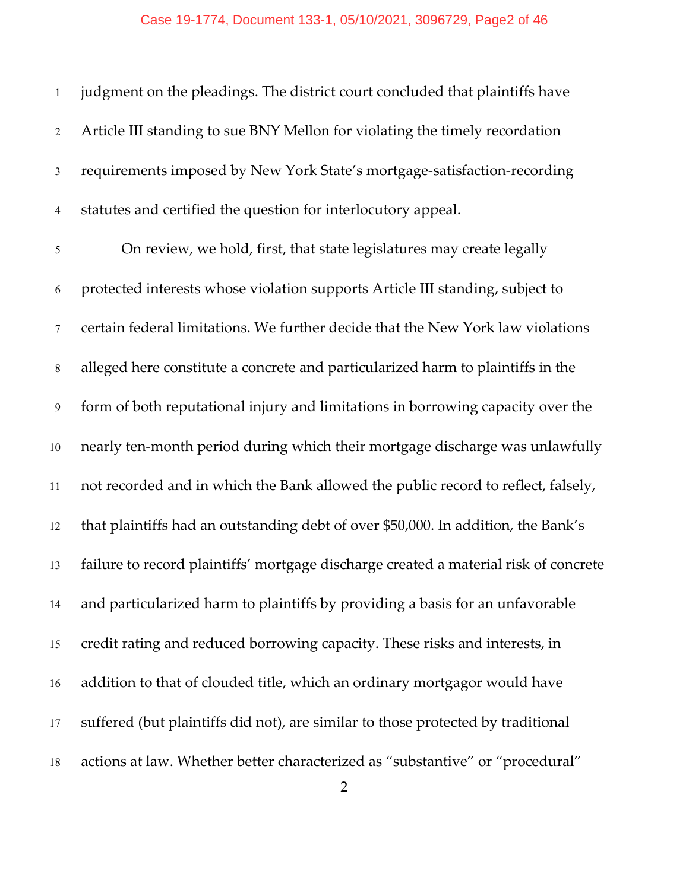judgment on the pleadings. The district court concluded that plaintiffs have Article III standing to sue BNY Mellon for violating the timely recordation requirements imposed by New York State's mortgage-satisfaction-recording statutes and certified the question for interlocutory appeal.

On review, we hold, first, that state legislatures may create legally protected interests whose violation supports Article III standing, subject to certain federal limitations. We further decide that the New York law violations alleged here constitute a concrete and particularized harm to plaintiffs in the form of both reputational injury and limitations in borrowing capacity over the nearly ten-month period during which their mortgage discharge was unlawfully not recorded and in which the Bank allowed the public record to reflect, falsely, that plaintiffs had an outstanding debt of over $50,000. In addition, the Bank's failure to record plaintiffs' mortgage discharge created a material risk of concrete and particularized harm to plaintiffs by providing a basis for an unfavorable credit rating and reduced borrowing capacity. These risks and interests, in addition to that of clouded title, which an ordinary mortgagor would have suffered (but plaintiffs did not), are similar to those protected by traditional actions at law. Whether better characterized as "substantive" or "procedural"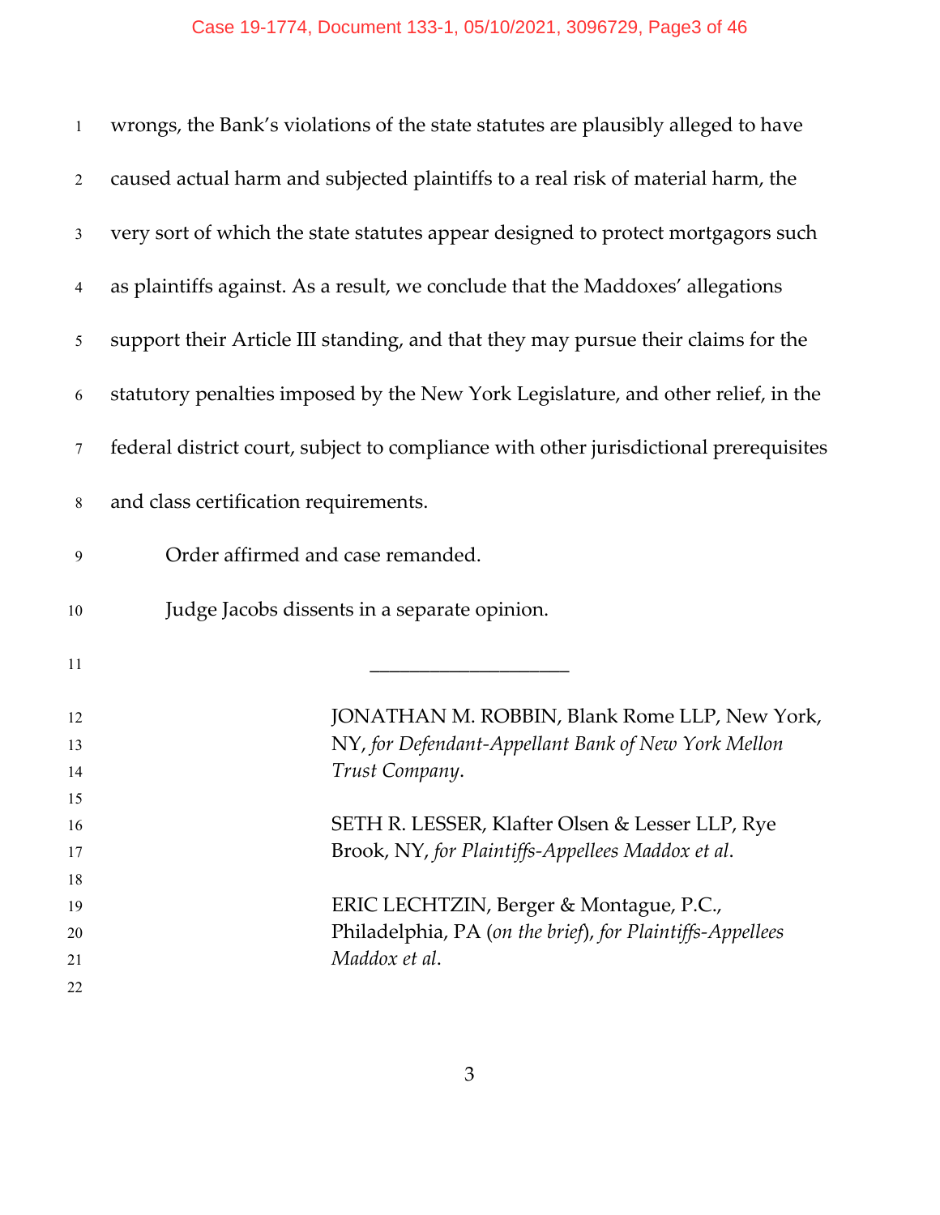wrongs, the Bank's violations of the state statutes are plausibly alleged to have caused actual harm and subjected plaintiffs to a real risk of material harm, the very sort of which the state statutes appear designed to protect mortgagors such as plaintiffs against. As a result, we conclude that the Maddoxes' allegations support their Article III standing, and that they may pursue their claims for the statutory penalties imposed by the New York Legislature, and other relief, in the federal district court, subject to compliance with other jurisdictional prerequisites and class certification requirements.

Order affirmed and case remanded.

Judge Jacobs dissents in a separate opinion.

---

JONATHAN M. ROBBIN, Blank Rome LLP, New York, NY, *for Defendant-Appellant Bank of New York Mellon Trust Company*.

SETH R. LESSER, Klafter Olsen & Lesser LLP, Rye Brook, NY, *for Plaintiffs-Appellees Maddox et al*.

ERIC LECHTZIN, Berger & Montague, P.C., Philadelphia, PA (*on the brief*), *for Plaintiffs-Appellees Maddox et al*.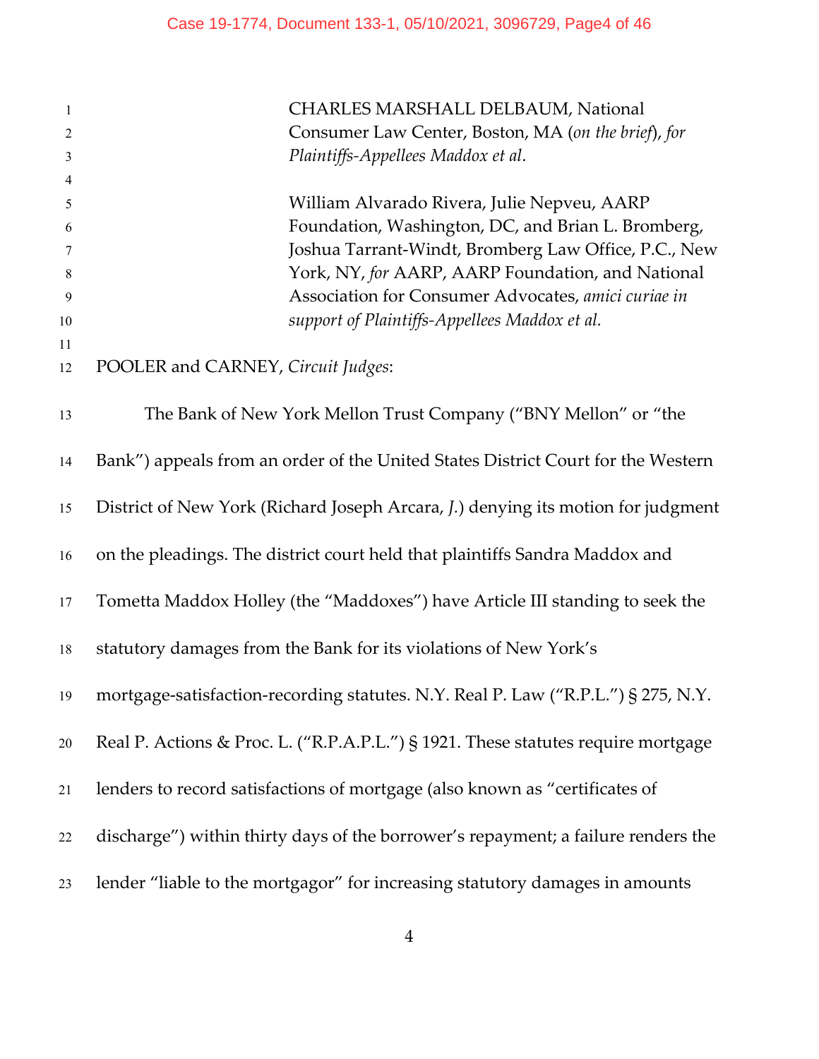CHARLES MARSHALL DELBAUM, National Consumer Law Center, Boston, MA (*on the brief*), *for Plaintiffs-Appellees Maddox et al*.

William Alvarado Rivera, Julie Nepveu, AARP Foundation, Washington, DC, and Brian L. Bromberg, Joshua Tarrant-Windt, Bromberg Law Office, P.C., New York, NY, *for* AARP, AARP Foundation, and National Association for Consumer Advocates, *amici curiae in support of Plaintiffs-Appellees Maddox et al.*

POOLER and CARNEY, *Circuit Judges*:

The Bank of New York Mellon Trust Company ("BNY Mellon" or "the Bank") appeals from an order of the United States District Court for the Western District of New York (Richard Joseph Arcara, *J.*) denying its motion for judgment on the pleadings. The district court held that plaintiffs Sandra Maddox and Tometta Maddox Holley (the "Maddoxes") have Article III standing to seek the statutory damages from the Bank for its violations of New York's mortgage-satisfaction-recording statutes. N.Y. Real P. Law ("R.P.L.") § 275, N.Y. Real P. Actions & Proc. L. ("R.P.A.P.L.") § 1921. These statutes require mortgage lenders to record satisfactions of mortgage (also known as "certificates of discharge") within thirty days of the borrower's repayment; a failure renders the lender "liable to the mortgagor" for increasing statutory damages in amounts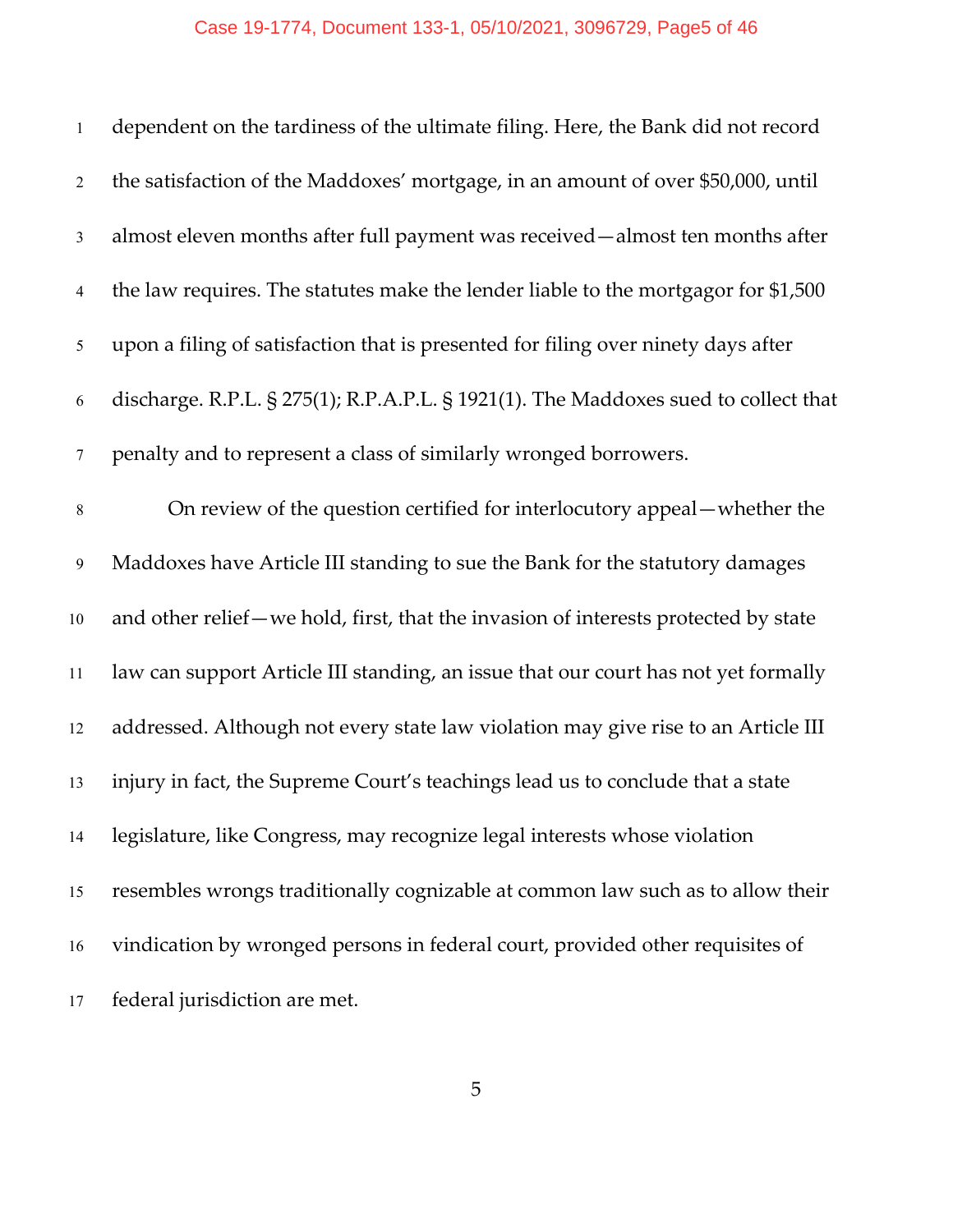dependent on the tardiness of the ultimate filing. Here, the Bank did not record the satisfaction of the Maddoxes' mortgage, in an amount of over $50,000, until almost eleven months after full payment was received—almost ten months after the law requires. The statutes make the lender liable to the mortgagor for $1,500 upon a filing of satisfaction that is presented for filing over ninety days after discharge. R.P.L. § 275(1); R.P.A.P.L. § 1921(1). The Maddoxes sued to collect that penalty and to represent a class of similarly wronged borrowers.

On review of the question certified for interlocutory appeal—whether the Maddoxes have Article III standing to sue the Bank for the statutory damages and other relief—we hold, first, that the invasion of interests protected by state law can support Article III standing, an issue that our court has not yet formally addressed. Although not every state law violation may give rise to an Article III injury in fact, the Supreme Court's teachings lead us to conclude that a state legislature, like Congress, may recognize legal interests whose violation resembles wrongs traditionally cognizable at common law such as to allow their vindication by wronged persons in federal court, provided other requisites of federal jurisdiction are met.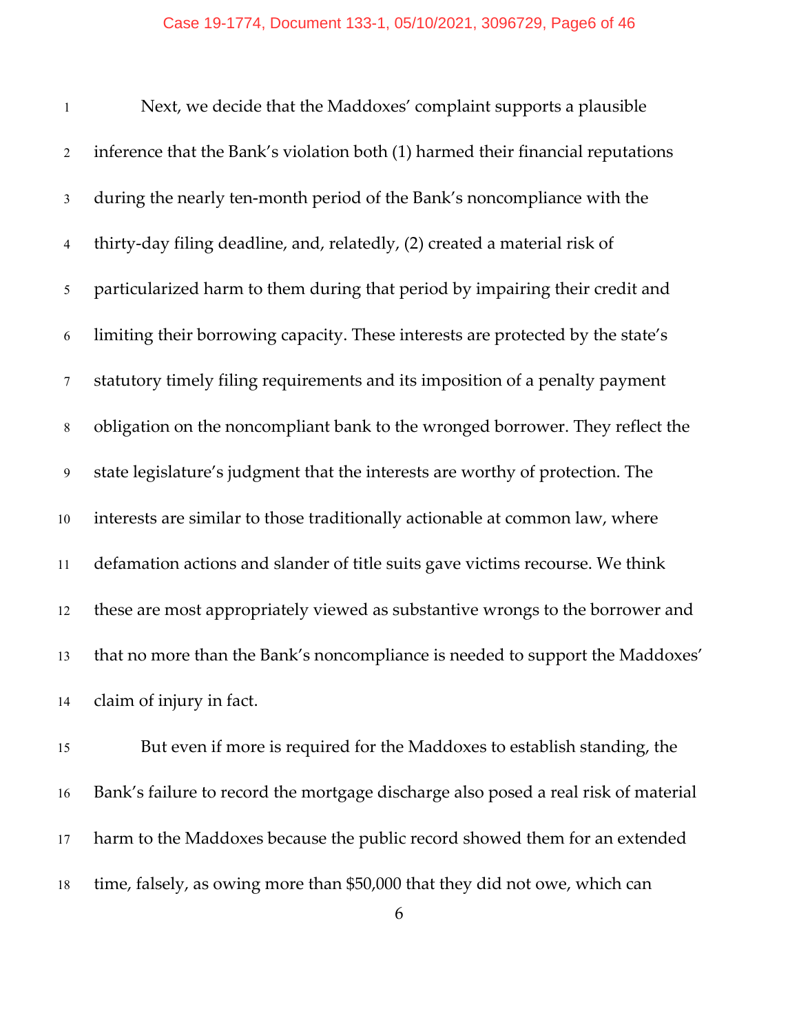Next, we decide that the Maddoxes' complaint supports a plausible inference that the Bank's violation both (1) harmed their financial reputations during the nearly ten-month period of the Bank's noncompliance with the thirty-day filing deadline, and, relatedly, (2) created a material risk of particularized harm to them during that period by impairing their credit and limiting their borrowing capacity. These interests are protected by the state's statutory timely filing requirements and its imposition of a penalty payment obligation on the noncompliant bank to the wronged borrower. They reflect the state legislature's judgment that the interests are worthy of protection. The interests are similar to those traditionally actionable at common law, where defamation actions and slander of title suits gave victims recourse. We think these are most appropriately viewed as substantive wrongs to the borrower and that no more than the Bank's noncompliance is needed to support the Maddoxes' claim of injury in fact.

But even if more is required for the Maddoxes to establish standing, the Bank's failure to record the mortgage discharge also posed a real risk of material harm to the Maddoxes because the public record showed them for an extended time, falsely, as owing more than $50,000 that they did not owe, which can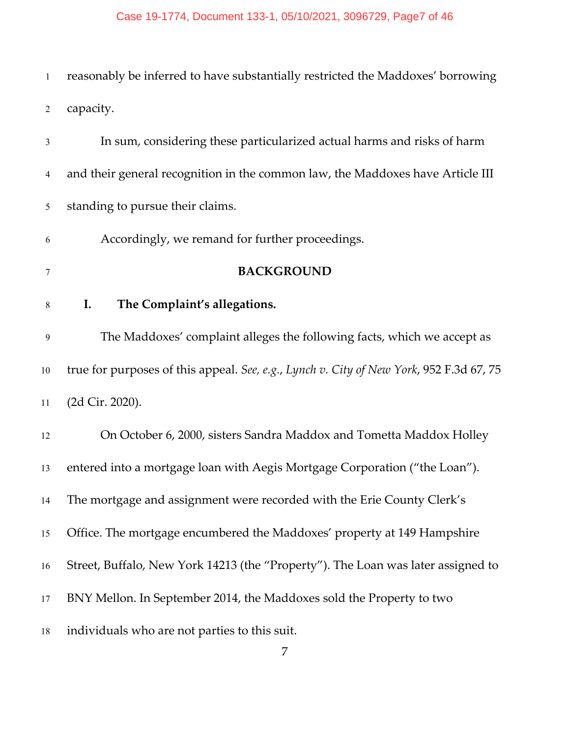reasonably be inferred to have substantially restricted the Maddoxes' borrowing capacity.

In sum, considering these particularized actual harms and risks of harm and their general recognition in the common law, the Maddoxes have Article III standing to pursue their claims.

Accordingly, we remand for further proceedings.

## BACKGROUND

### I. The Complaint's allegations.

The Maddoxes' complaint alleges the following facts, which we accept as true for purposes of this appeal. *See, e.g.*, *Lynch v. City of New York*, 952 F.3d 67, 75 (2d Cir. 2020).

On October 6, 2000, sisters Sandra Maddox and Tometta Maddox Holley entered into a mortgage loan with Aegis Mortgage Corporation ("the Loan"). The mortgage and assignment were recorded with the Erie County Clerk's Office. The mortgage encumbered the Maddoxes' property at 149 Hampshire Street, Buffalo, New York 14213 (the "Property"). The Loan was later assigned to BNY Mellon. In September 2014, the Maddoxes sold the Property to two individuals who are not parties to this suit.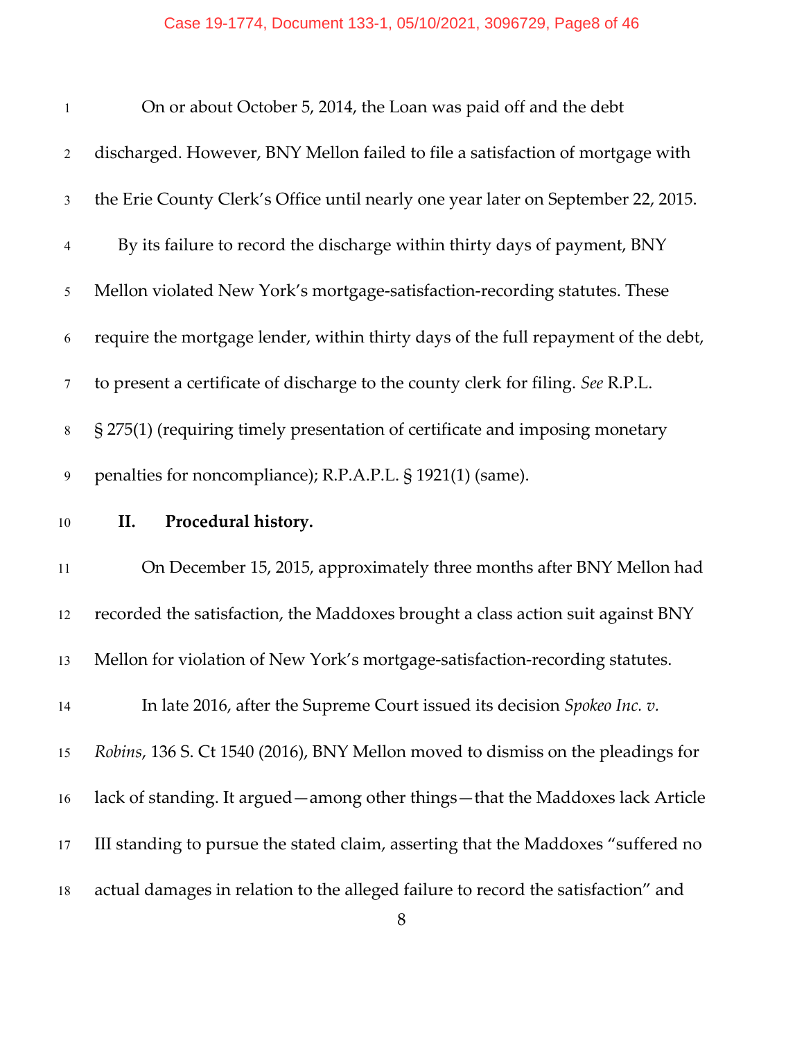On or about October 5, 2014, the Loan was paid off and the debt discharged. However, BNY Mellon failed to file a satisfaction of mortgage with the Erie County Clerk's Office until nearly one year later on September 22, 2015. By its failure to record the discharge within thirty days of payment, BNY Mellon violated New York's mortgage-satisfaction-recording statutes. These require the mortgage lender, within thirty days of the full repayment of the debt, to present a certificate of discharge to the county clerk for filing. *See* R.P.L. § 275(1) (requiring timely presentation of certificate and imposing monetary penalties for noncompliance); R.P.A.P.L. § 1921(1) (same).

## II. Procedural history.

On December 15, 2015, approximately three months after BNY Mellon had recorded the satisfaction, the Maddoxes brought a class action suit against BNY Mellon for violation of New York's mortgage-satisfaction-recording statutes.

In late 2016, after the Supreme Court issued its decision *Spokeo Inc. v. Robins*, 136 S. Ct 1540 (2016), BNY Mellon moved to dismiss on the pleadings for lack of standing. It argued—among other things—that the Maddoxes lack Article III standing to pursue the stated claim, asserting that the Maddoxes "suffered no actual damages in relation to the alleged failure to record the satisfaction" and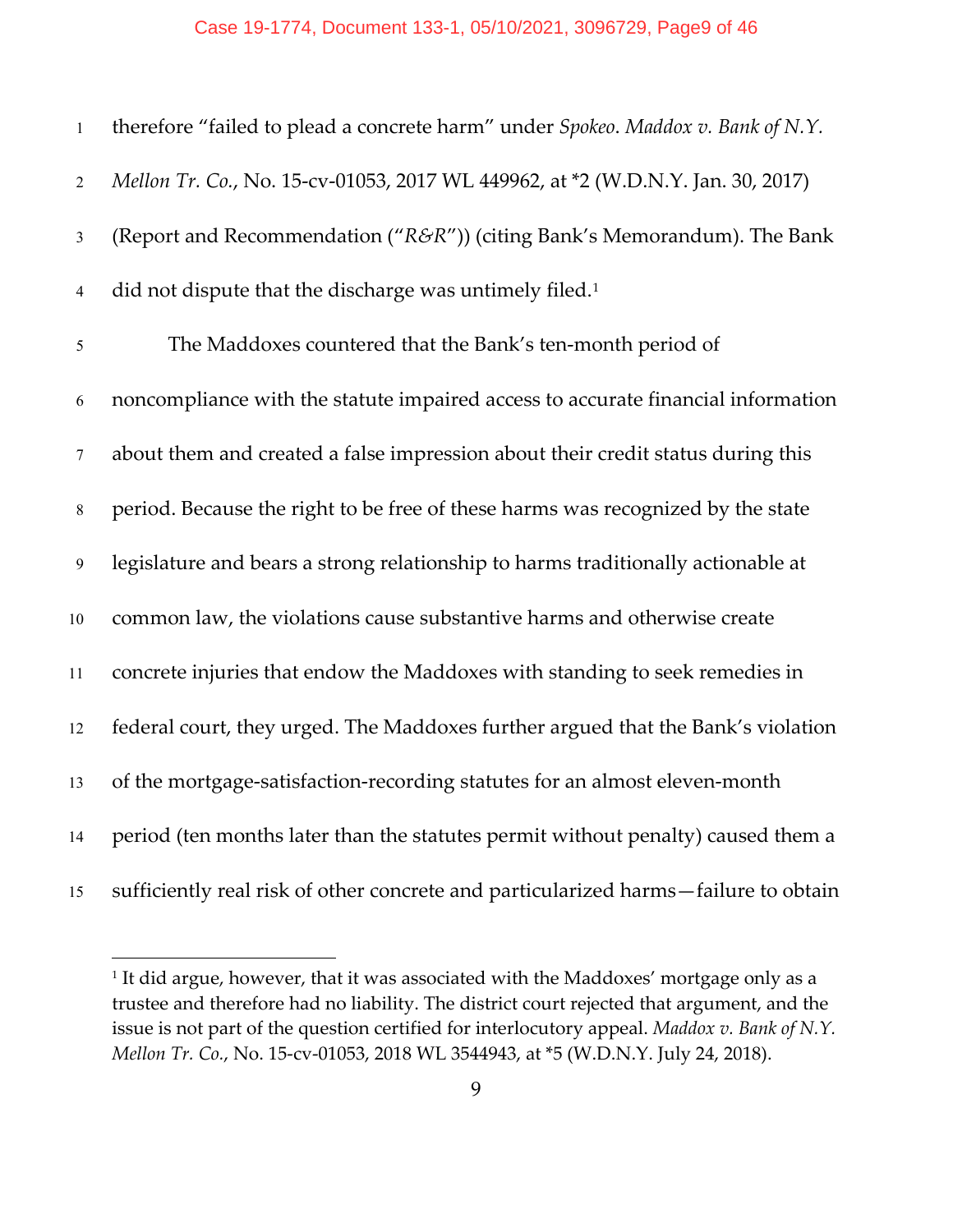therefore "failed to plead a concrete harm" under *Spokeo*. *Maddox v. Bank of N.Y. Mellon Tr. Co.*, No. 15-cv-01053, 2017 WL 449962, at *2 (W.D.N.Y. Jan. 30, 2017) (Report and Recommendation ("*R&R*")) (citing Bank's Memorandum). The Bank did not dispute that the discharge was untimely filed.[1]

The Maddoxes countered that the Bank's ten-month period of noncompliance with the statute impaired access to accurate financial information about them and created a false impression about their credit status during this period. Because the right to be free of these harms was recognized by the state legislature and bears a strong relationship to harms traditionally actionable at common law, the violations cause substantive harms and otherwise create concrete injuries that endow the Maddoxes with standing to seek remedies in federal court, they urged. The Maddoxes further argued that the Bank's violation of the mortgage-satisfaction-recording statutes for an almost eleven-month period (ten months later than the statutes permit without penalty) caused them a sufficiently real risk of other concrete and particularized harms—failure to obtain

---

[1] It did argue, however, that it was associated with the Maddoxes' mortgage only as a trustee and therefore had no liability. The district court rejected that argument, and the issue is not part of the question certified for interlocutory appeal. *Maddox v. Bank of N.Y. Mellon Tr. Co.*, No. 15-cv-01053, 2018 WL 3544943, at *5 (W.D.N.Y. July 24, 2018).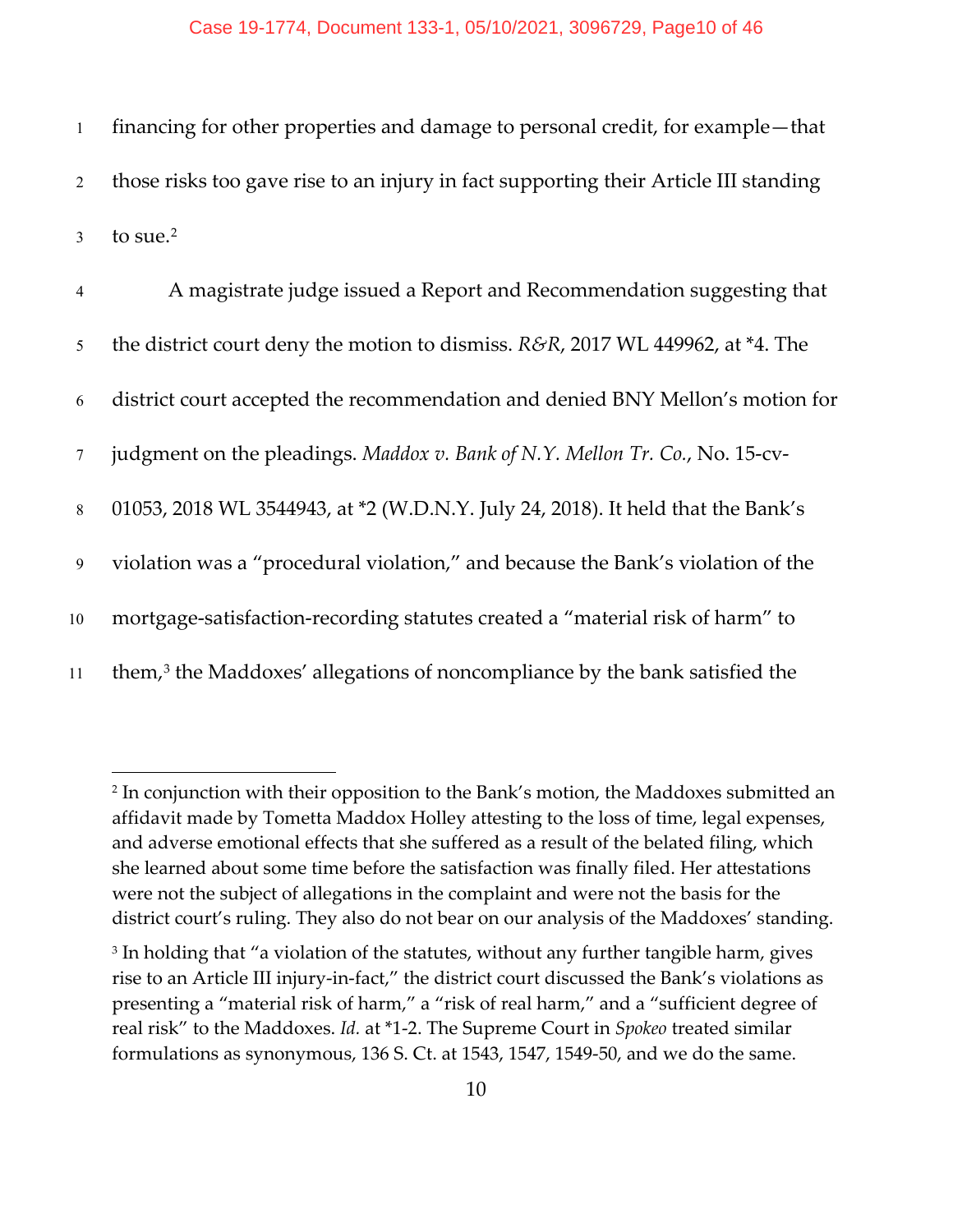financing for other properties and damage to personal credit, for example—that those risks too gave rise to an injury in fact supporting their Article III standing to sue.[2]

A magistrate judge issued a Report and Recommendation suggesting that the district court deny the motion to dismiss. *R&R*, 2017 WL 449962, at *4. The district court accepted the recommendation and denied BNY Mellon's motion for judgment on the pleadings. *Maddox v. Bank of N.Y. Mellon Tr. Co.*, No. 15-cv-01053, 2018 WL 3544943, at *2 (W.D.N.Y. July 24, 2018). It held that the Bank's violation was a "procedural violation," and because the Bank's violation of the mortgage-satisfaction-recording statutes created a "material risk of harm" to them,[3] the Maddoxes' allegations of noncompliance by the bank satisfied the

---

[2] In conjunction with their opposition to the Bank's motion, the Maddoxes submitted an affidavit made by Tometta Maddox Holley attesting to the loss of time, legal expenses, and adverse emotional effects that she suffered as a result of the belated filing, which she learned about some time before the satisfaction was finally filed. Her attestations were not the subject of allegations in the complaint and were not the basis for the district court's ruling. They also do not bear on our analysis of the Maddoxes' standing.

[3] In holding that "a violation of the statutes, without any further tangible harm, gives rise to an Article III injury-in-fact," the district court discussed the Bank's violations as presenting a "material risk of harm," a "risk of real harm," and a "sufficient degree of real risk" to the Maddoxes. *Id.* at *1-2. The Supreme Court in *Spokeo* treated similar formulations as synonymous, 136 S. Ct. at 1543, 1547, 1549-50, and we do the same.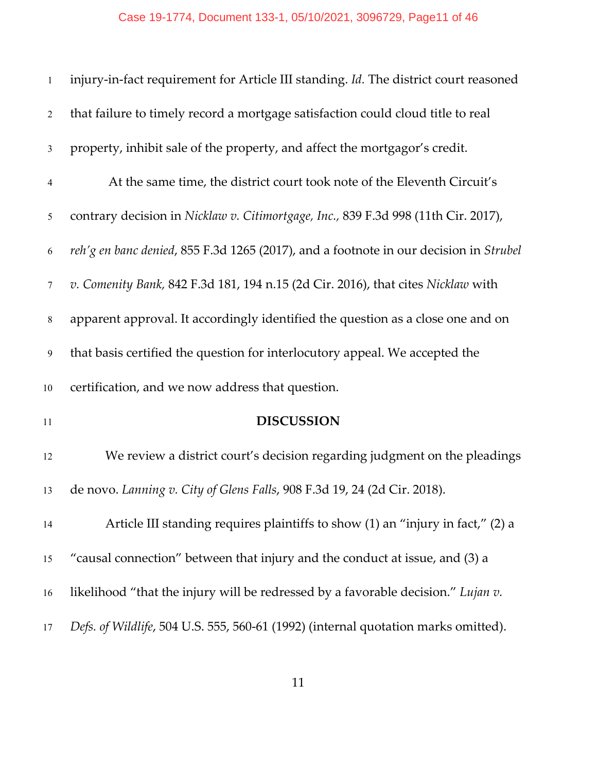injury-in-fact requirement for Article III standing. *Id.* The district court reasoned that failure to timely record a mortgage satisfaction could cloud title to real property, inhibit sale of the property, and affect the mortgagor's credit.

At the same time, the district court took note of the Eleventh Circuit's contrary decision in *Nicklaw v. Citimortgage, Inc.*, 839 F.3d 998 (11th Cir. 2017), *reh'g en banc denied*, 855 F.3d 1265 (2017), and a footnote in our decision in *Strubel v. Comenity Bank*, 842 F.3d 181, 194 n.15 (2d Cir. 2016), that cites *Nicklaw* with apparent approval. It accordingly identified the question as a close one and on that basis certified the question for interlocutory appeal. We accepted the certification, and we now address that question.

## DISCUSSION

We review a district court's decision regarding judgment on the pleadings de novo. *Lanning v. City of Glens Falls*, 908 F.3d 19, 24 (2d Cir. 2018).

Article III standing requires plaintiffs to show (1) an "injury in fact," (2) a "causal connection" between that injury and the conduct at issue, and (3) a likelihood "that the injury will be redressed by a favorable decision." *Lujan v. Defs. of Wildlife*, 504 U.S. 555, 560-61 (1992) (internal quotation marks omitted).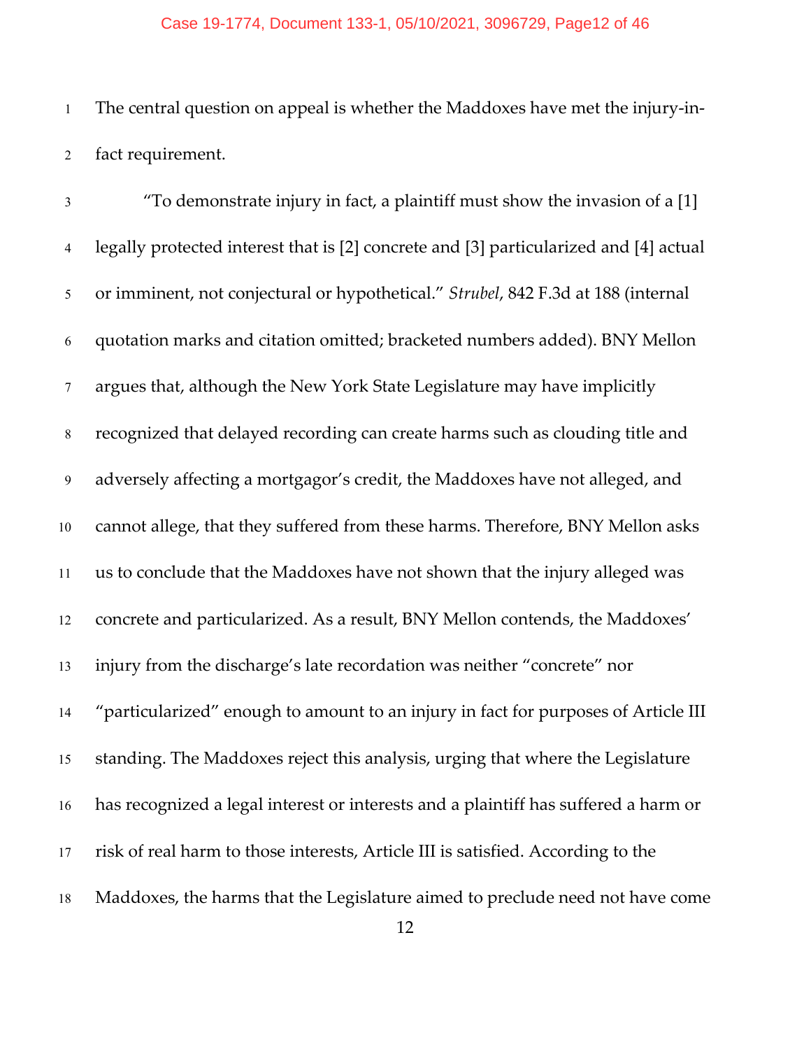The central question on appeal is whether the Maddoxes have met the injury-in-fact requirement.

"To demonstrate injury in fact, a plaintiff must show the invasion of a [1] legally protected interest that is [2] concrete and [3] particularized and [4] actual or imminent, not conjectural or hypothetical." *Strubel*, 842 F.3d at 188 (internal quotation marks and citation omitted; bracketed numbers added). BNY Mellon argues that, although the New York State Legislature may have implicitly recognized that delayed recording can create harms such as clouding title and adversely affecting a mortgagor's credit, the Maddoxes have not alleged, and cannot allege, that they suffered from these harms. Therefore, BNY Mellon asks us to conclude that the Maddoxes have not shown that the injury alleged was concrete and particularized. As a result, BNY Mellon contends, the Maddoxes' injury from the discharge's late recordation was neither "concrete" nor "particularized" enough to amount to an injury in fact for purposes of Article III standing. The Maddoxes reject this analysis, urging that where the Legislature has recognized a legal interest or interests and a plaintiff has suffered a harm or risk of real harm to those interests, Article III is satisfied. According to the Maddoxes, the harms that the Legislature aimed to preclude need not have come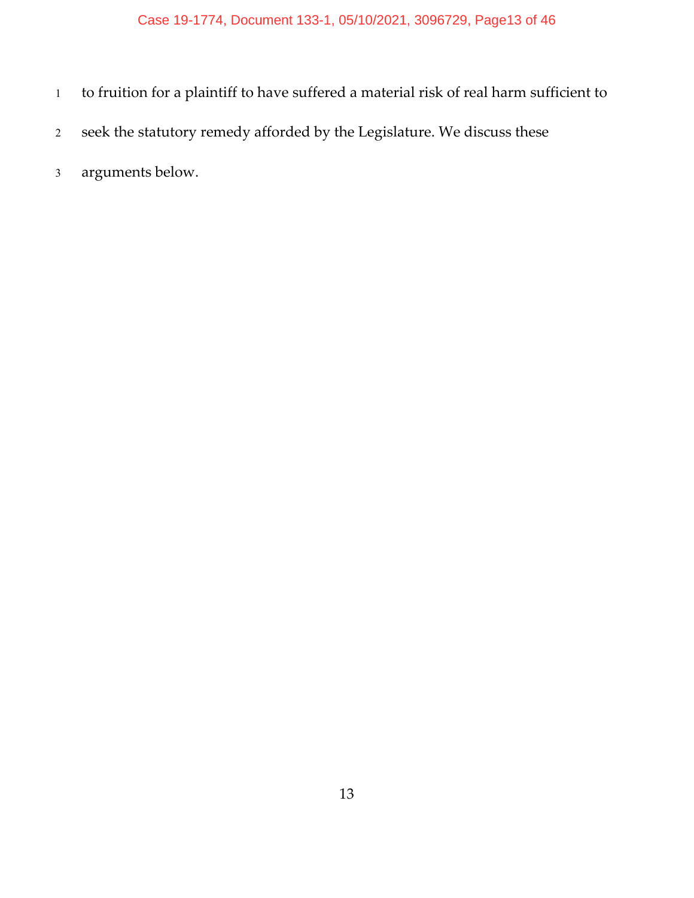to fruition for a plaintiff to have suffered a material risk of real harm sufficient to seek the statutory remedy afforded by the Legislature. We discuss these arguments below.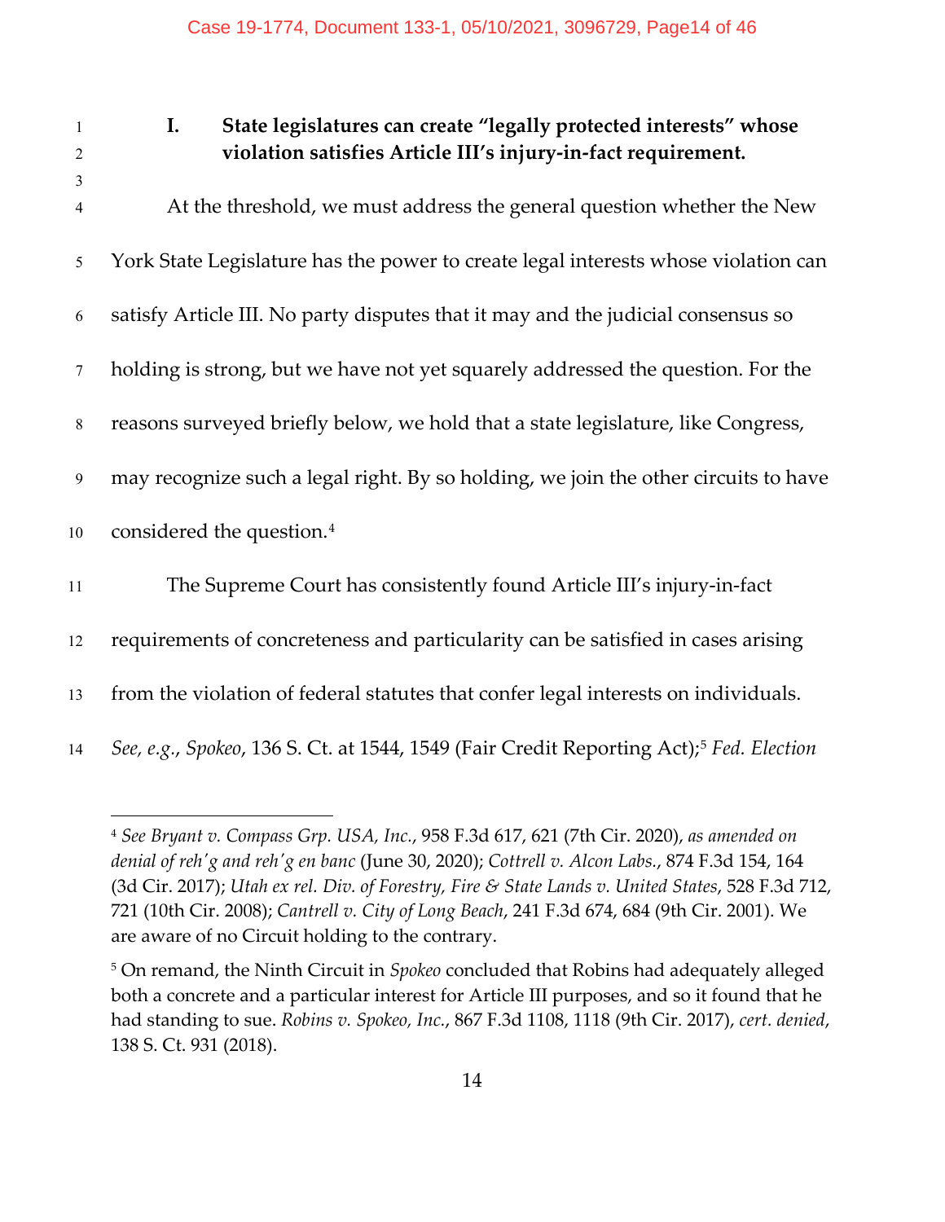## I. State legislatures can create "legally protected interests" whose violation satisfies Article III's injury-in-fact requirement.

At the threshold, we must address the general question whether the New York State Legislature has the power to create legal interests whose violation can satisfy Article III. No party disputes that it may and the judicial consensus so holding is strong, but we have not yet squarely addressed the question. For the reasons surveyed briefly below, we hold that a state legislature, like Congress, may recognize such a legal right. By so holding, we join the other circuits to have considered the question.[4]

The Supreme Court has consistently found Article III's injury-in-fact requirements of concreteness and particularity can be satisfied in cases arising from the violation of federal statutes that confer legal interests on individuals. *See, e.g.*, *Spokeo*, 136 S. Ct. at 1544, 1549 (Fair Credit Reporting Act);[5] *Fed. Election*

---

[4] *See Bryant v. Compass Grp. USA, Inc.*, 958 F.3d 617, 621 (7th Cir. 2020), *as amended on denial of reh'g and reh'g en banc* (June 30, 2020); *Cottrell v. Alcon Labs.*, 874 F.3d 154, 164 (3d Cir. 2017); *Utah ex rel. Div. of Forestry, Fire & State Lands v. United States*, 528 F.3d 712, 721 (10th Cir. 2008); *Cantrell v. City of Long Beach*, 241 F.3d 674, 684 (9th Cir. 2001). We are aware of no Circuit holding to the contrary.

[5] On remand, the Ninth Circuit in *Spokeo* concluded that Robins had adequately alleged both a concrete and a particular interest for Article III purposes, and so it found that he had standing to sue. *Robins v. Spokeo, Inc.*, 867 F.3d 1108, 1118 (9th Cir. 2017), *cert. denied*, 138 S. Ct. 931 (2018).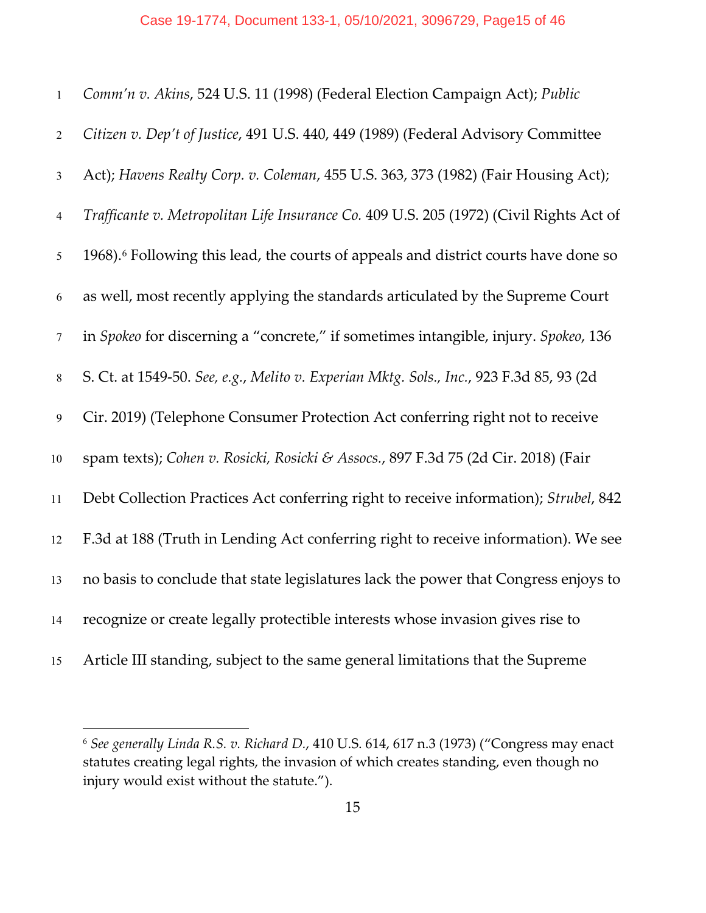*Comm'n v. Akins*, 524 U.S. 11 (1998) (Federal Election Campaign Act); *Public Citizen v. Dep't of Justice*, 491 U.S. 440, 449 (1989) (Federal Advisory Committee Act); *Havens Realty Corp. v. Coleman*, 455 U.S. 363, 373 (1982) (Fair Housing Act); *Trafficante v. Metropolitan Life Insurance Co.* 409 U.S. 205 (1972) (Civil Rights Act of 1968).[6] Following this lead, the courts of appeals and district courts have done so as well, most recently applying the standards articulated by the Supreme Court in *Spokeo* for discerning a "concrete," if sometimes intangible, injury. *Spokeo*, 136 S. Ct. at 1549-50. *See, e.g.*, *Melito v. Experian Mktg. Sols., Inc.*, 923 F.3d 85, 93 (2d Cir. 2019) (Telephone Consumer Protection Act conferring right not to receive spam texts); *Cohen v. Rosicki, Rosicki & Assocs.*, 897 F.3d 75 (2d Cir. 2018) (Fair Debt Collection Practices Act conferring right to receive information); *Strubel*, 842 F.3d at 188 (Truth in Lending Act conferring right to receive information). We see no basis to conclude that state legislatures lack the power that Congress enjoys to recognize or create legally protectible interests whose invasion gives rise to Article III standing, subject to the same general limitations that the Supreme

---

[6] *See generally Linda R.S. v. Richard D.*, 410 U.S. 614, 617 n.3 (1973) ("Congress may enact statutes creating legal rights, the invasion of which creates standing, even though no injury would exist without the statute.").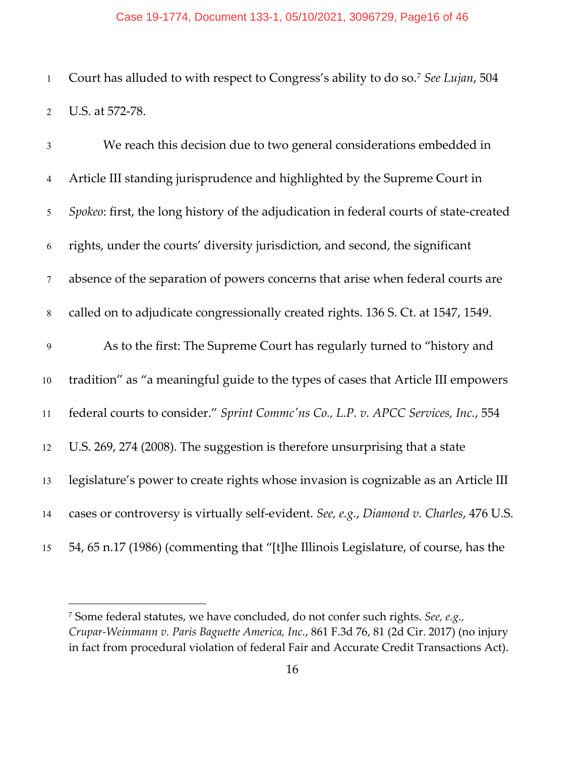Court has alluded to with respect to Congress's ability to do so.[7] *See Lujan*, 504 U.S. at 572-78.

We reach this decision due to two general considerations embedded in Article III standing jurisprudence and highlighted by the Supreme Court in *Spokeo*: first, the long history of the adjudication in federal courts of state-created rights, under the courts' diversity jurisdiction, and second, the significant absence of the separation of powers concerns that arise when federal courts are called on to adjudicate congressionally created rights. 136 S. Ct. at 1547, 1549.

As to the first: The Supreme Court has regularly turned to "history and tradition" as "a meaningful guide to the types of cases that Article III empowers federal courts to consider." *Sprint Commc'ns Co., L.P. v. APCC Services, Inc.*, 554 U.S. 269, 274 (2008). The suggestion is therefore unsurprising that a state legislature's power to create rights whose invasion is cognizable as an Article III cases or controversy is virtually self-evident. *See, e.g.*, *Diamond v. Charles*, 476 U.S. 54, 65 n.17 (1986) (commenting that "[t]he Illinois Legislature, of course, has the

---

[7] Some federal statutes, we have concluded, do not confer such rights. *See, e.g., Crupar-Weinmann v. Paris Baguette America, Inc.*, 861 F.3d 76, 81 (2d Cir. 2017) (no injury in fact from procedural violation of federal Fair and Accurate Credit Transactions Act).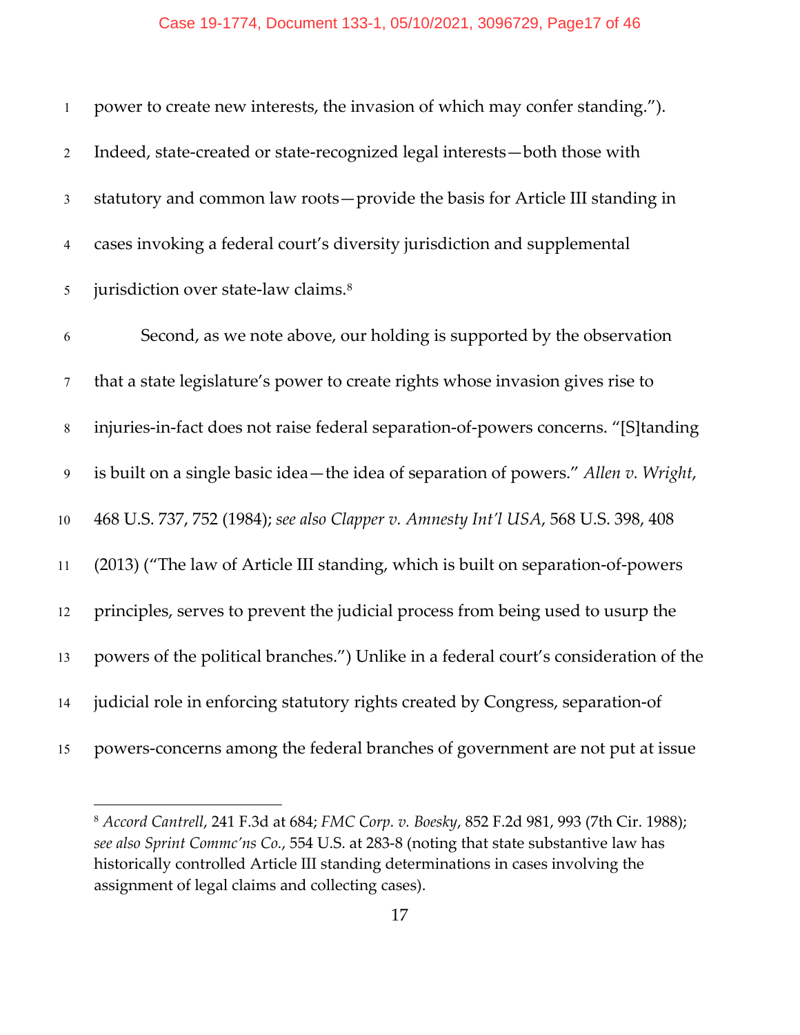power to create new interests, the invasion of which may confer standing.").
Indeed, state-created or state-recognized legal interests—both those with statutory and common law roots—provide the basis for Article III standing in cases invoking a federal court's diversity jurisdiction and supplemental jurisdiction over state-law claims.[8]

Second, as we note above, our holding is supported by the observation that a state legislature's power to create rights whose invasion gives rise to injuries-in-fact does not raise federal separation-of-powers concerns. "[S]tanding is built on a single basic idea—the idea of separation of powers." *Allen v. Wright*, 468 U.S. 737, 752 (1984); *see also Clapper v. Amnesty Int'l USA*, 568 U.S. 398, 408 (2013) ("The law of Article III standing, which is built on separation-of-powers principles, serves to prevent the judicial process from being used to usurp the powers of the political branches.") Unlike in a federal court's consideration of the judicial role in enforcing statutory rights created by Congress, separation-of powers-concerns among the federal branches of government are not put at issue

---

[8] *Accord Cantrell*, 241 F.3d at 684; *FMC Corp. v. Boesky*, 852 F.2d 981, 993 (7th Cir. 1988); *see also Sprint Commc'ns Co.*, 554 U.S. at 283-8 (noting that state substantive law has historically controlled Article III standing determinations in cases involving the assignment of legal claims and collecting cases).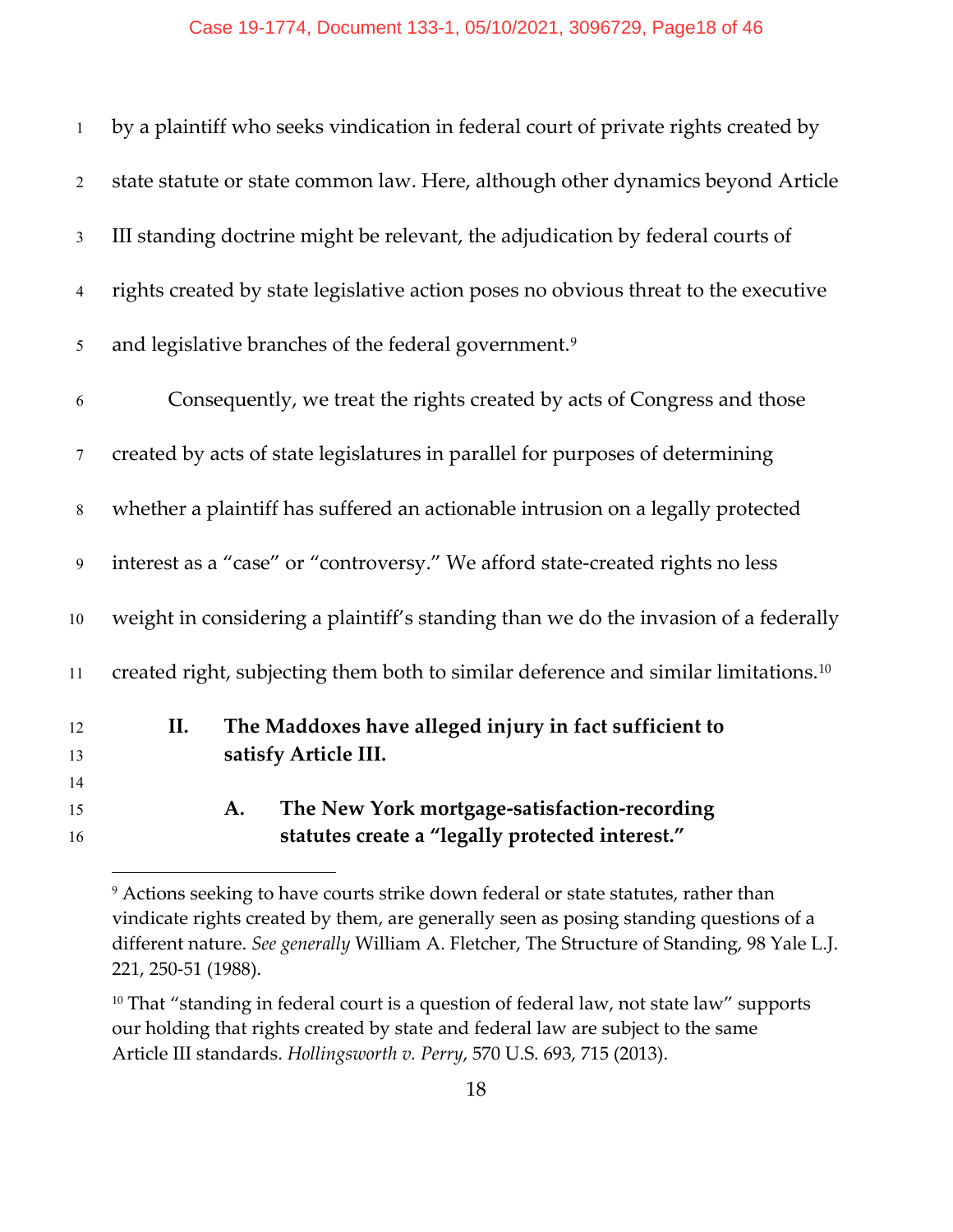by a plaintiff who seeks vindication in federal court of private rights created by state statute or state common law. Here, although other dynamics beyond Article III standing doctrine might be relevant, the adjudication by federal courts of rights created by state legislative action poses no obvious threat to the executive and legislative branches of the federal government.[9]

Consequently, we treat the rights created by acts of Congress and those created by acts of state legislatures in parallel for purposes of determining whether a plaintiff has suffered an actionable intrusion on a legally protected interest as a "case" or "controversy." We afford state-created rights no less weight in considering a plaintiff's standing than we do the invasion of a federally created right, subjecting them both to similar deference and similar limitations.[10]

## II. The Maddoxes have alleged injury in fact sufficient to satisfy Article III.

### A. The New York mortgage-satisfaction-recording statutes create a "legally protected interest."

---

[9] Actions seeking to have courts strike down federal or state statutes, rather than vindicate rights created by them, are generally seen as posing standing questions of a different nature. *See generally* William A. Fletcher, The Structure of Standing, 98 Yale L.J. 221, 250-51 (1988).

[10] That "standing in federal court is a question of federal law, not state law" supports our holding that rights created by state and federal law are subject to the same Article III standards. *Hollingsworth v. Perry*, 570 U.S. 693, 715 (2013).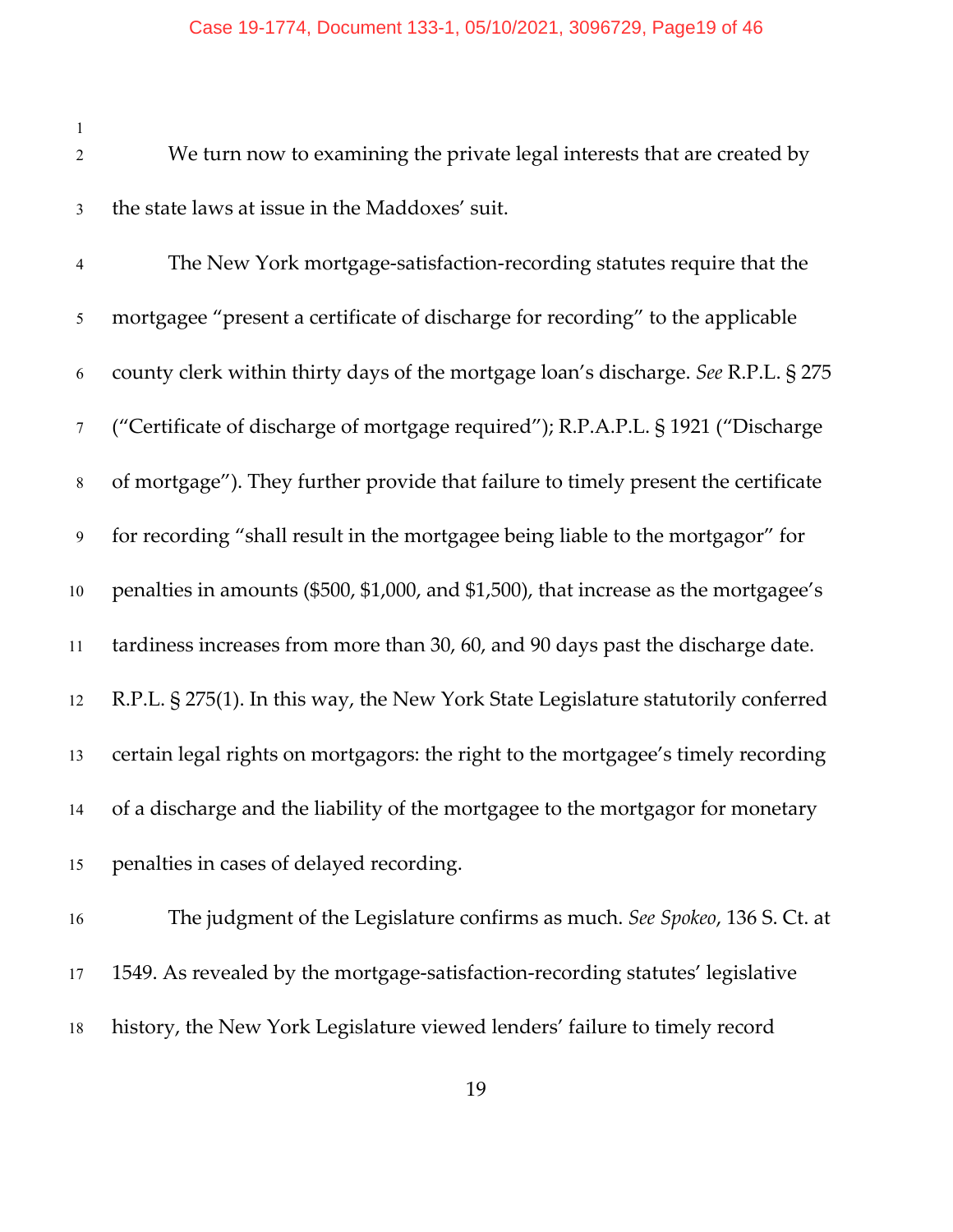We turn now to examining the private legal interests that are created by the state laws at issue in the Maddoxes' suit.

The New York mortgage-satisfaction-recording statutes require that the mortgagee "present a certificate of discharge for recording" to the applicable county clerk within thirty days of the mortgage loan's discharge. *See* R.P.L. § 275 ("Certificate of discharge of mortgage required"); R.P.A.P.L. § 1921 ("Discharge of mortgage"). They further provide that failure to timely present the certificate for recording "shall result in the mortgagee being liable to the mortgagor" for penalties in amounts ($500, $1,000, and $1,500), that increase as the mortgagee's tardiness increases from more than 30, 60, and 90 days past the discharge date. R.P.L. § 275(1). In this way, the New York State Legislature statutorily conferred certain legal rights on mortgagors: the right to the mortgagee's timely recording of a discharge and the liability of the mortgagee to the mortgagor for monetary penalties in cases of delayed recording.

The judgment of the Legislature confirms as much. *See Spokeo*, 136 S. Ct. at 1549. As revealed by the mortgage-satisfaction-recording statutes' legislative history, the New York Legislature viewed lenders' failure to timely record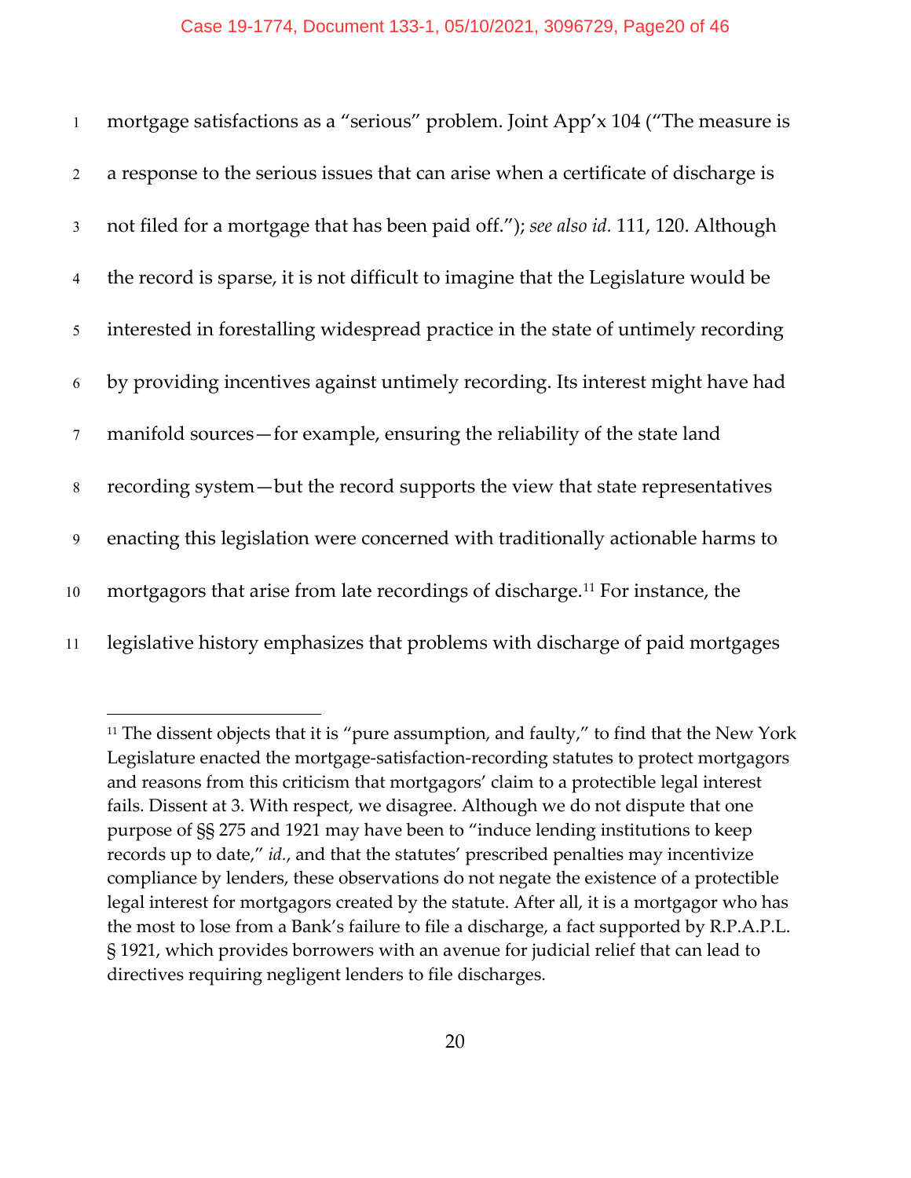mortgage satisfactions as a "serious" problem. Joint App'x 104 ("The measure is a response to the serious issues that can arise when a certificate of discharge is not filed for a mortgage that has been paid off."); *see also id.* 111, 120. Although the record is sparse, it is not difficult to imagine that the Legislature would be interested in forestalling widespread practice in the state of untimely recording by providing incentives against untimely recording. Its interest might have had manifold sources—for example, ensuring the reliability of the state land recording system—but the record supports the view that state representatives enacting this legislation were concerned with traditionally actionable harms to mortgagors that arise from late recordings of discharge.[11] For instance, the legislative history emphasizes that problems with discharge of paid mortgages

---

[11] The dissent objects that it is "pure assumption, and faulty," to find that the New York Legislature enacted the mortgage-satisfaction-recording statutes to protect mortgagors and reasons from this criticism that mortgagors' claim to a protectible legal interest fails. Dissent at 3. With respect, we disagree. Although we do not dispute that one purpose of §§ 275 and 1921 may have been to "induce lending institutions to keep records up to date," *id.*, and that the statutes' prescribed penalties may incentivize compliance by lenders, these observations do not negate the existence of a protectible legal interest for mortgagors created by the statute. After all, it is a mortgagor who has the most to lose from a Bank's failure to file a discharge, a fact supported by R.P.A.P.L. § 1921, which provides borrowers with an avenue for judicial relief that can lead to directives requiring negligent lenders to file discharges.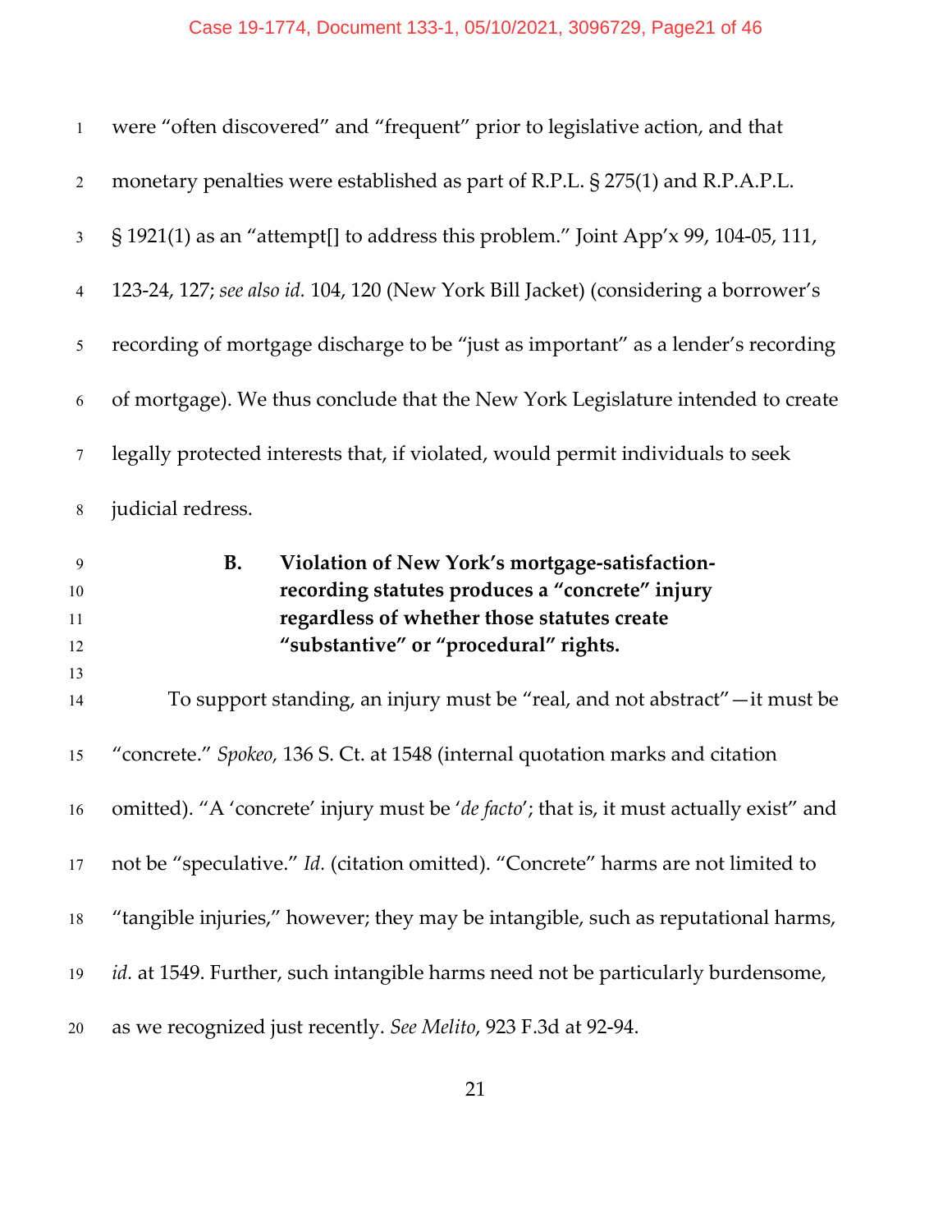were "often discovered" and "frequent" prior to legislative action, and that monetary penalties were established as part of R.P.L. § 275(1) and R.P.A.P.L. § 1921(1) as an "attempt[] to address this problem." Joint App'x 99, 104-05, 111, 123-24, 127; *see also id.* 104, 120 (New York Bill Jacket) (considering a borrower's recording of mortgage discharge to be "just as important" as a lender's recording of mortgage). We thus conclude that the New York Legislature intended to create legally protected interests that, if violated, would permit individuals to seek judicial redress.

### B. Violation of New York's mortgage-satisfaction-recording statutes produces a "concrete" injury regardless of whether those statutes create "substantive" or "procedural" rights.

To support standing, an injury must be "real, and not abstract"—it must be "concrete." *Spokeo,* 136 S. Ct. at 1548 (internal quotation marks and citation omitted). "A 'concrete' injury must be '*de facto*'; that is, it must actually exist" and not be "speculative." *Id.* (citation omitted). "Concrete" harms are not limited to "tangible injuries," however; they may be intangible, such as reputational harms, *id.* at 1549. Further, such intangible harms need not be particularly burdensome, as we recognized just recently. *See Melito*, 923 F.3d at 92-94.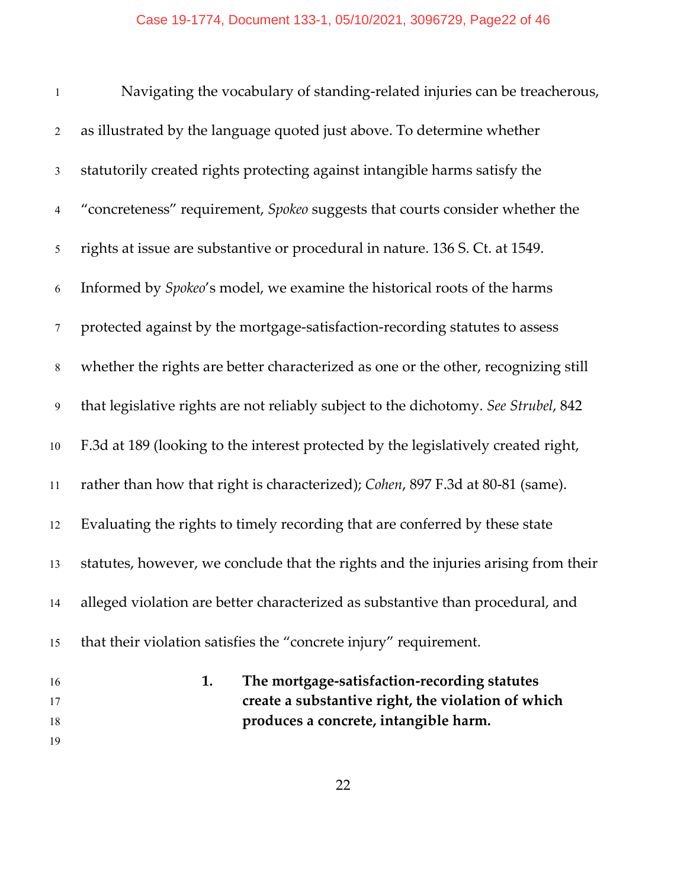Navigating the vocabulary of standing-related injuries can be treacherous, as illustrated by the language quoted just above. To determine whether statutorily created rights protecting against intangible harms satisfy the "concreteness" requirement, *Spokeo* suggests that courts consider whether the rights at issue are substantive or procedural in nature. 136 S. Ct. at 1549. Informed by *Spokeo*'s model, we examine the historical roots of the harms protected against by the mortgage-satisfaction-recording statutes to assess whether the rights are better characterized as one or the other, recognizing still that legislative rights are not reliably subject to the dichotomy. *See Strubel*, 842 F.3d at 189 (looking to the interest protected by the legislatively created right, rather than how that right is characterized); *Cohen*, 897 F.3d at 80-81 (same). Evaluating the rights to timely recording that are conferred by these state statutes, however, we conclude that the rights and the injuries arising from their alleged violation are better characterized as substantive than procedural, and that their violation satisfies the "concrete injury" requirement.

### 1. The mortgage-satisfaction-recording statutes create a substantive right, the violation of which produces a concrete, intangible harm.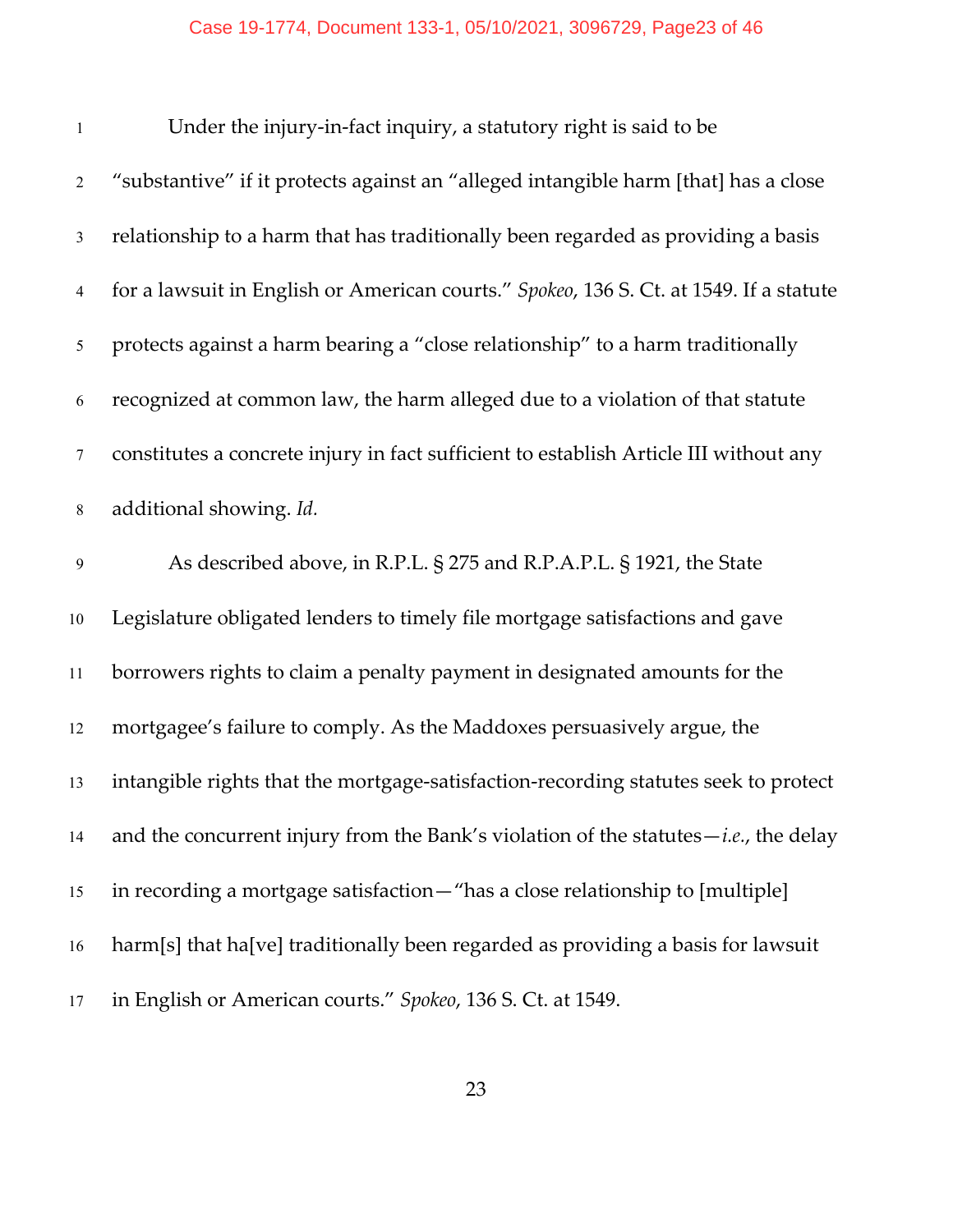Under the injury-in-fact inquiry, a statutory right is said to be "substantive" if it protects against an "alleged intangible harm [that] has a close relationship to a harm that has traditionally been regarded as providing a basis for a lawsuit in English or American courts." *Spokeo*, 136 S. Ct. at 1549. If a statute protects against a harm bearing a "close relationship" to a harm traditionally recognized at common law, the harm alleged due to a violation of that statute constitutes a concrete injury in fact sufficient to establish Article III without any additional showing. *Id.*

As described above, in R.P.L. § 275 and R.P.A.P.L. § 1921, the State Legislature obligated lenders to timely file mortgage satisfactions and gave borrowers rights to claim a penalty payment in designated amounts for the mortgagee's failure to comply. As the Maddoxes persuasively argue, the intangible rights that the mortgage-satisfaction-recording statutes seek to protect and the concurrent injury from the Bank's violation of the statutes—*i.e.*, the delay in recording a mortgage satisfaction—"has a close relationship to [multiple] harm[s] that ha[ve] traditionally been regarded as providing a basis for lawsuit in English or American courts." *Spokeo*, 136 S. Ct. at 1549.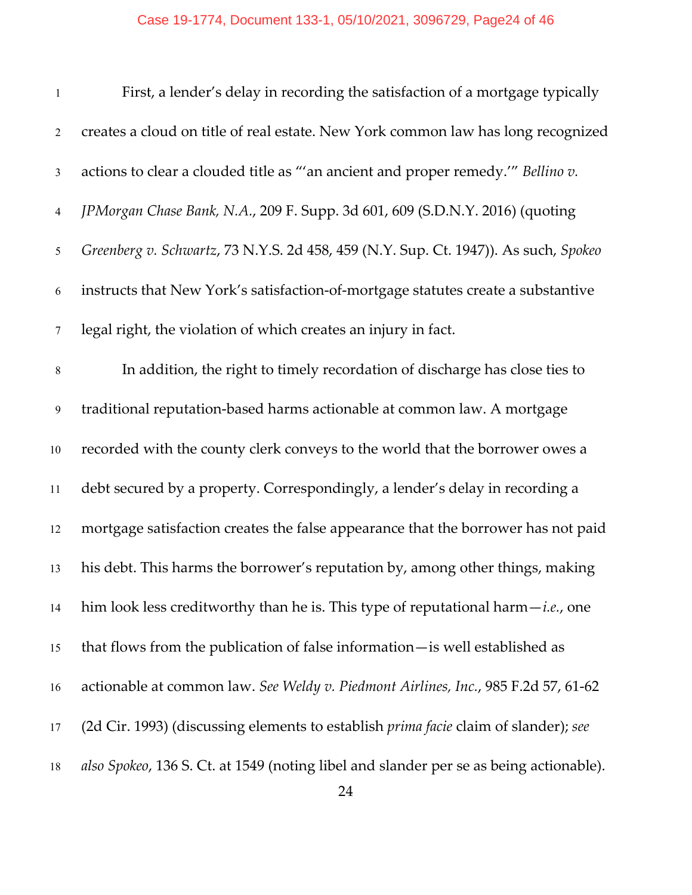First, a lender's delay in recording the satisfaction of a mortgage typically creates a cloud on title of real estate. New York common law has long recognized actions to clear a clouded title as "'an ancient and proper remedy.'" *Bellino v. JPMorgan Chase Bank, N.A.*, 209 F. Supp. 3d 601, 609 (S.D.N.Y. 2016) (quoting *Greenberg v. Schwartz*, 73 N.Y.S. 2d 458, 459 (N.Y. Sup. Ct. 1947)). As such, *Spokeo* instructs that New York's satisfaction-of-mortgage statutes create a substantive legal right, the violation of which creates an injury in fact.

In addition, the right to timely recordation of discharge has close ties to traditional reputation-based harms actionable at common law. A mortgage recorded with the county clerk conveys to the world that the borrower owes a debt secured by a property. Correspondingly, a lender's delay in recording a mortgage satisfaction creates the false appearance that the borrower has not paid his debt. This harms the borrower's reputation by, among other things, making him look less creditworthy than he is. This type of reputational harm—*i.e.*, one that flows from the publication of false information—is well established as actionable at common law. *See Weldy v. Piedmont Airlines, Inc.*, 985 F.2d 57, 61-62 (2d Cir. 1993) (discussing elements to establish *prima facie* claim of slander); *see also Spokeo*, 136 S. Ct. at 1549 (noting libel and slander per se as being actionable).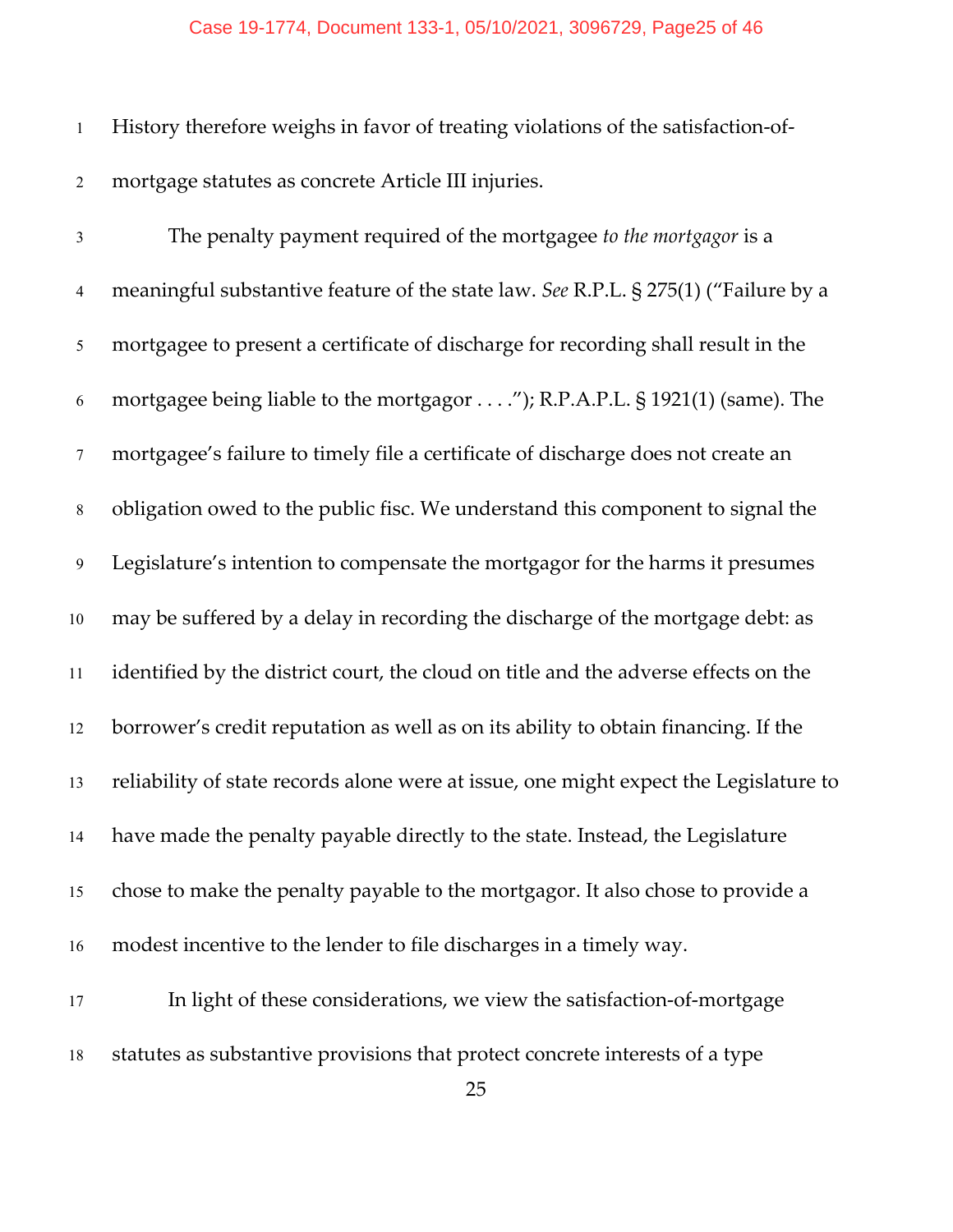History therefore weighs in favor of treating violations of the satisfaction-of-mortgage statutes as concrete Article III injuries.

The penalty payment required of the mortgagee *to the mortgagor* is a meaningful substantive feature of the state law. *See* R.P.L. § 275(1) ("Failure by a mortgagee to present a certificate of discharge for recording shall result in the mortgagee being liable to the mortgagor . . . ."); R.P.A.P.L. § 1921(1) (same). The mortgagee's failure to timely file a certificate of discharge does not create an obligation owed to the public fisc. We understand this component to signal the Legislature's intention to compensate the mortgagor for the harms it presumes may be suffered by a delay in recording the discharge of the mortgage debt: as identified by the district court, the cloud on title and the adverse effects on the borrower's credit reputation as well as on its ability to obtain financing. If the reliability of state records alone were at issue, one might expect the Legislature to have made the penalty payable directly to the state. Instead, the Legislature chose to make the penalty payable to the mortgagor. It also chose to provide a modest incentive to the lender to file discharges in a timely way.

In light of these considerations, we view the satisfaction-of-mortgage statutes as substantive provisions that protect concrete interests of a type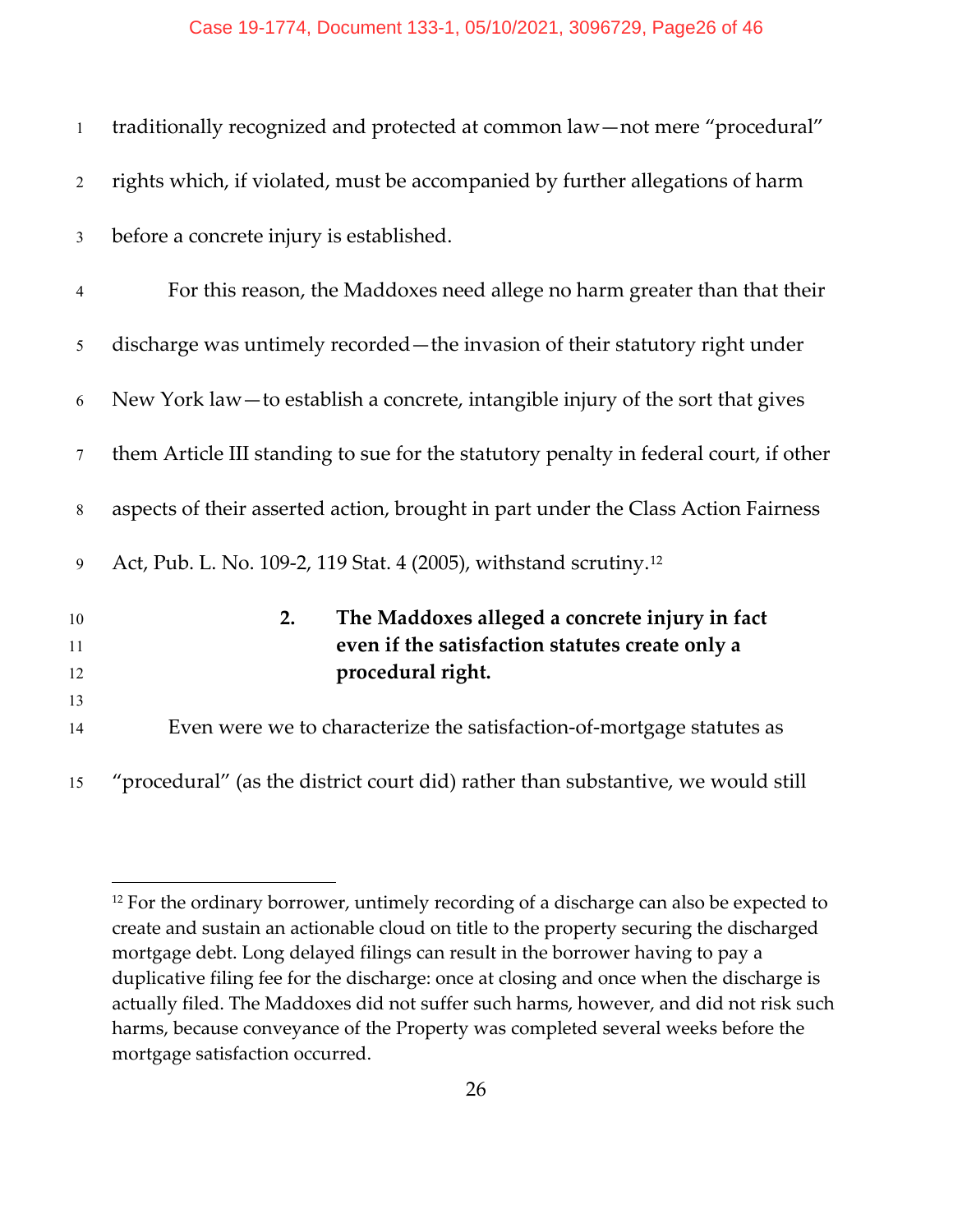traditionally recognized and protected at common law—not mere "procedural" rights which, if violated, must be accompanied by further allegations of harm before a concrete injury is established.

For this reason, the Maddoxes need allege no harm greater than that their discharge was untimely recorded—the invasion of their statutory right under New York law—to establish a concrete, intangible injury of the sort that gives them Article III standing to sue for the statutory penalty in federal court, if other aspects of their asserted action, brought in part under the Class Action Fairness Act, Pub. L. No. 109-2, 119 Stat. 4 (2005), withstand scrutiny.[12]

#### 2. The Maddoxes alleged a concrete injury in fact even if the satisfaction statutes create only a procedural right.

Even were we to characterize the satisfaction-of-mortgage statutes as "procedural" (as the district court did) rather than substantive, we would still

---

[12] For the ordinary borrower, untimely recording of a discharge can also be expected to create and sustain an actionable cloud on title to the property securing the discharged mortgage debt. Long delayed filings can result in the borrower having to pay a duplicative filing fee for the discharge: once at closing and once when the discharge is actually filed. The Maddoxes did not suffer such harms, however, and did not risk such harms, because conveyance of the Property was completed several weeks before the mortgage satisfaction occurred.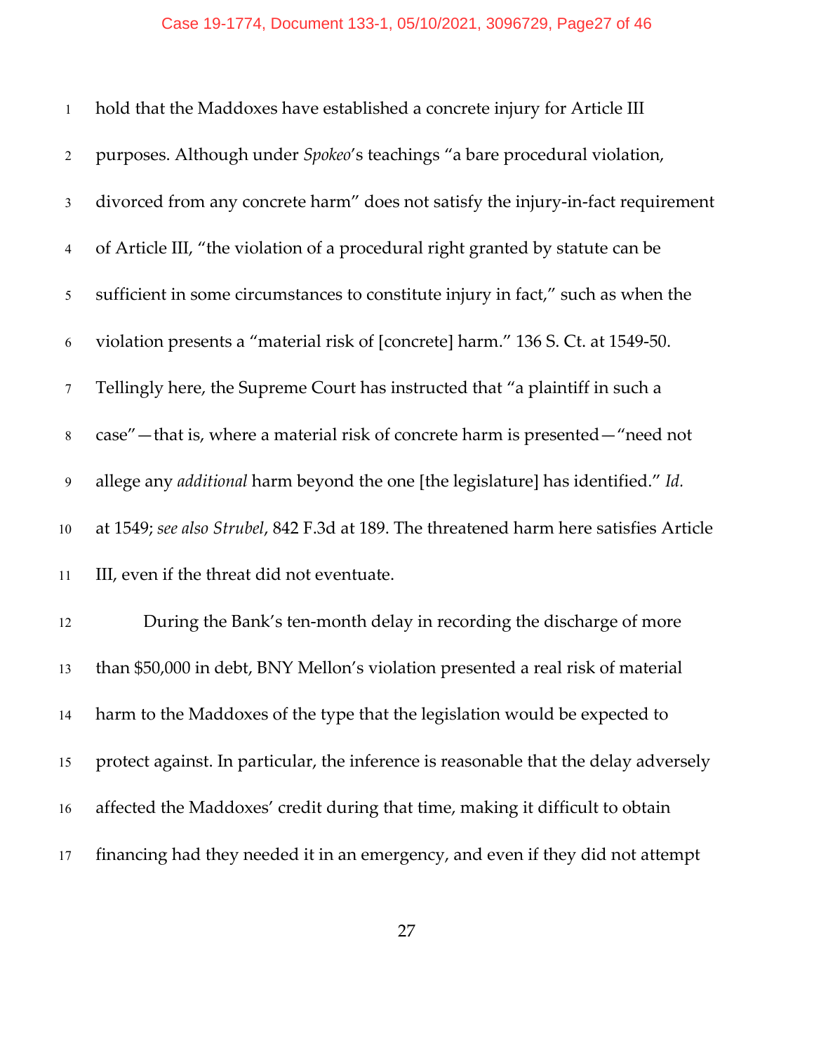hold that the Maddoxes have established a concrete injury for Article III purposes. Although under *Spokeo*'s teachings "a bare procedural violation, divorced from any concrete harm" does not satisfy the injury-in-fact requirement of Article III, "the violation of a procedural right granted by statute can be sufficient in some circumstances to constitute injury in fact," such as when the violation presents a "material risk of [concrete] harm." 136 S. Ct. at 1549-50. Tellingly here, the Supreme Court has instructed that "a plaintiff in such a case"—that is, where a material risk of concrete harm is presented—"need not allege any *additional* harm beyond the one [the legislature] has identified." *Id.* at 1549; *see also Strubel*, 842 F.3d at 189. The threatened harm here satisfies Article III, even if the threat did not eventuate.

During the Bank's ten-month delay in recording the discharge of more than $50,000 in debt, BNY Mellon's violation presented a real risk of material harm to the Maddoxes of the type that the legislation would be expected to protect against. In particular, the inference is reasonable that the delay adversely affected the Maddoxes' credit during that time, making it difficult to obtain financing had they needed it in an emergency, and even if they did not attempt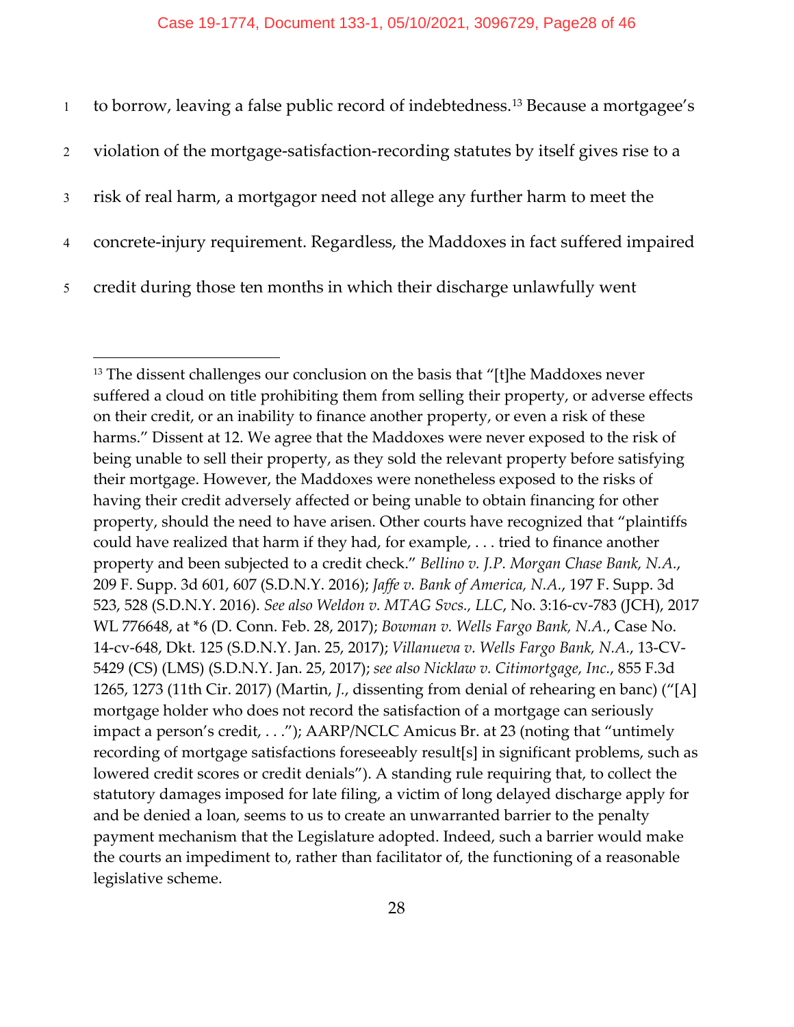to borrow, leaving a false public record of indebtedness.[13] Because a mortgagee's violation of the mortgage-satisfaction-recording statutes by itself gives rise to a risk of real harm, a mortgagor need not allege any further harm to meet the concrete-injury requirement. Regardless, the Maddoxes in fact suffered impaired credit during those ten months in which their discharge unlawfully went

---

[13] The dissent challenges our conclusion on the basis that "[t]he Maddoxes never suffered a cloud on title prohibiting them from selling their property, or adverse effects on their credit, or an inability to finance another property, or even a risk of these harms." Dissent at 12. We agree that the Maddoxes were never exposed to the risk of being unable to sell their property, as they sold the relevant property before satisfying their mortgage. However, the Maddoxes were nonetheless exposed to the risks of having their credit adversely affected or being unable to obtain financing for other property, should the need to have arisen. Other courts have recognized that "plaintiffs could have realized that harm if they had, for example, . . . tried to finance another property and been subjected to a credit check." *Bellino v. J.P. Morgan Chase Bank, N.A.*, 209 F. Supp. 3d 601, 607 (S.D.N.Y. 2016); *Jaffe v. Bank of America, N.A.*, 197 F. Supp. 3d 523, 528 (S.D.N.Y. 2016). *See also Weldon v. MTAG Svcs., LLC*, No. 3:16-cv-783 (JCH), 2017 WL 776648, at *6 (D. Conn. Feb. 28, 2017); *Bowman v. Wells Fargo Bank, N.A.*, Case No. 14-cv-648, Dkt. 125 (S.D.N.Y. Jan. 25, 2017); *Villanueva v. Wells Fargo Bank, N.A.*, 13-CV-5429 (CS) (LMS) (S.D.N.Y. Jan. 25, 2017); *see also Nicklaw v. Citimortgage, Inc.*, 855 F.3d 1265, 1273 (11th Cir. 2017) (Martin, *J.*, dissenting from denial of rehearing en banc) ("[A] mortgage holder who does not record the satisfaction of a mortgage can seriously impact a person's credit, . . ."); AARP/NCLC Amicus Br. at 23 (noting that "untimely recording of mortgage satisfactions foreseeably result[s] in significant problems, such as lowered credit scores or credit denials"). A standing rule requiring that, to collect the statutory damages imposed for late filing, a victim of long delayed discharge apply for and be denied a loan, seems to us to create an unwarranted barrier to the penalty payment mechanism that the Legislature adopted. Indeed, such a barrier would make the courts an impediment to, rather than facilitator of, the functioning of a reasonable legislative scheme.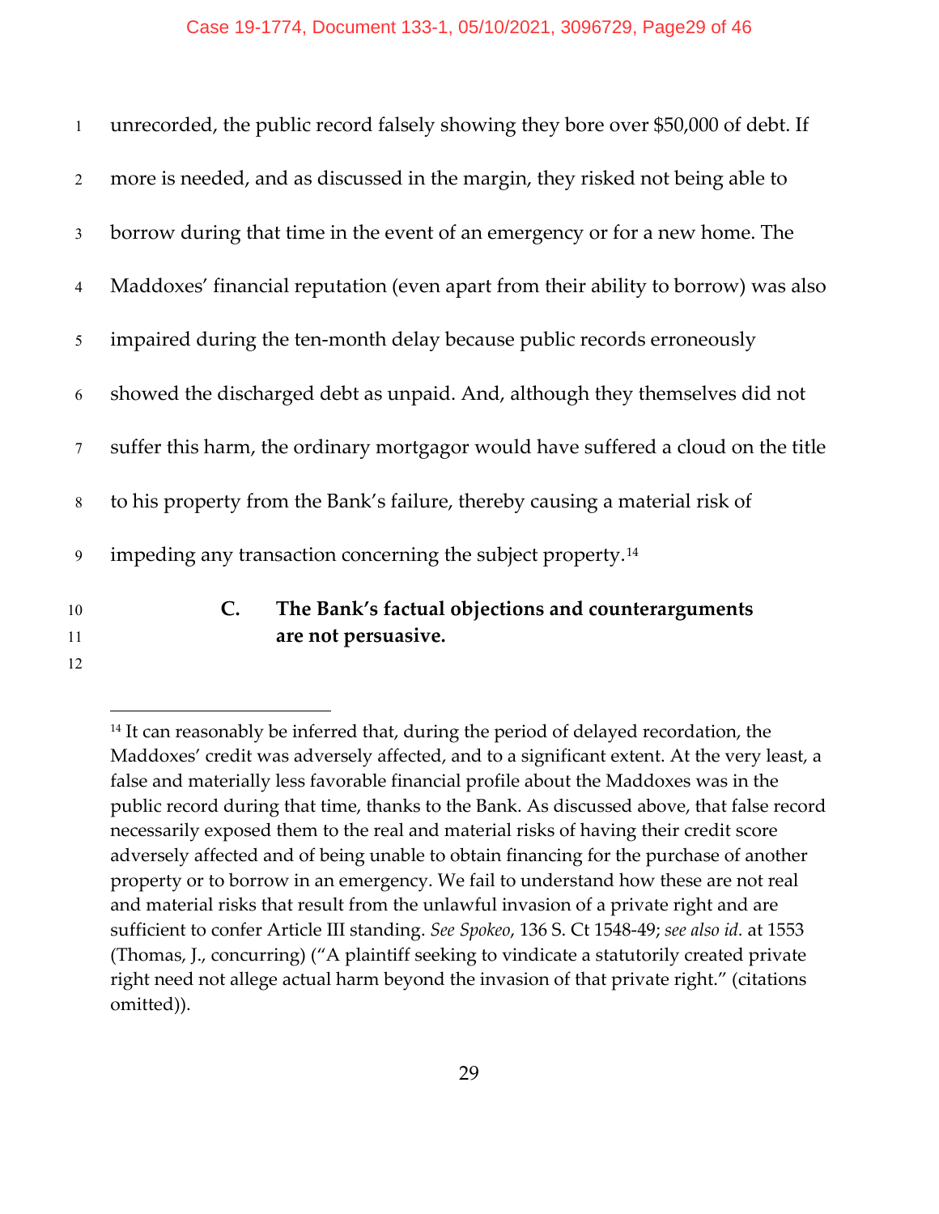unrecorded, the public record falsely showing they bore over $50,000 of debt. If more is needed, and as discussed in the margin, they risked not being able to borrow during that time in the event of an emergency or for a new home. The Maddoxes' financial reputation (even apart from their ability to borrow) was also impaired during the ten-month delay because public records erroneously showed the discharged debt as unpaid. And, although they themselves did not suffer this harm, the ordinary mortgagor would have suffered a cloud on the title to his property from the Bank's failure, thereby causing a material risk of impeding any transaction concerning the subject property.[14]

### C. The Bank's factual objections and counterarguments are not persuasive.

[14] It can reasonably be inferred that, during the period of delayed recordation, the Maddoxes' credit was adversely affected, and to a significant extent. At the very least, a false and materially less favorable financial profile about the Maddoxes was in the public record during that time, thanks to the Bank. As discussed above, that false record necessarily exposed them to the real and material risks of having their credit score adversely affected and of being unable to obtain financing for the purchase of another property or to borrow in an emergency. We fail to understand how these are not real and material risks that result from the unlawful invasion of a private right and are sufficient to confer Article III standing. *See Spokeo*, 136 S. Ct 1548-49; *see also id.* at 1553 (Thomas, J., concurring) ("A plaintiff seeking to vindicate a statutorily created private right need not allege actual harm beyond the invasion of that private right." (citations omitted)).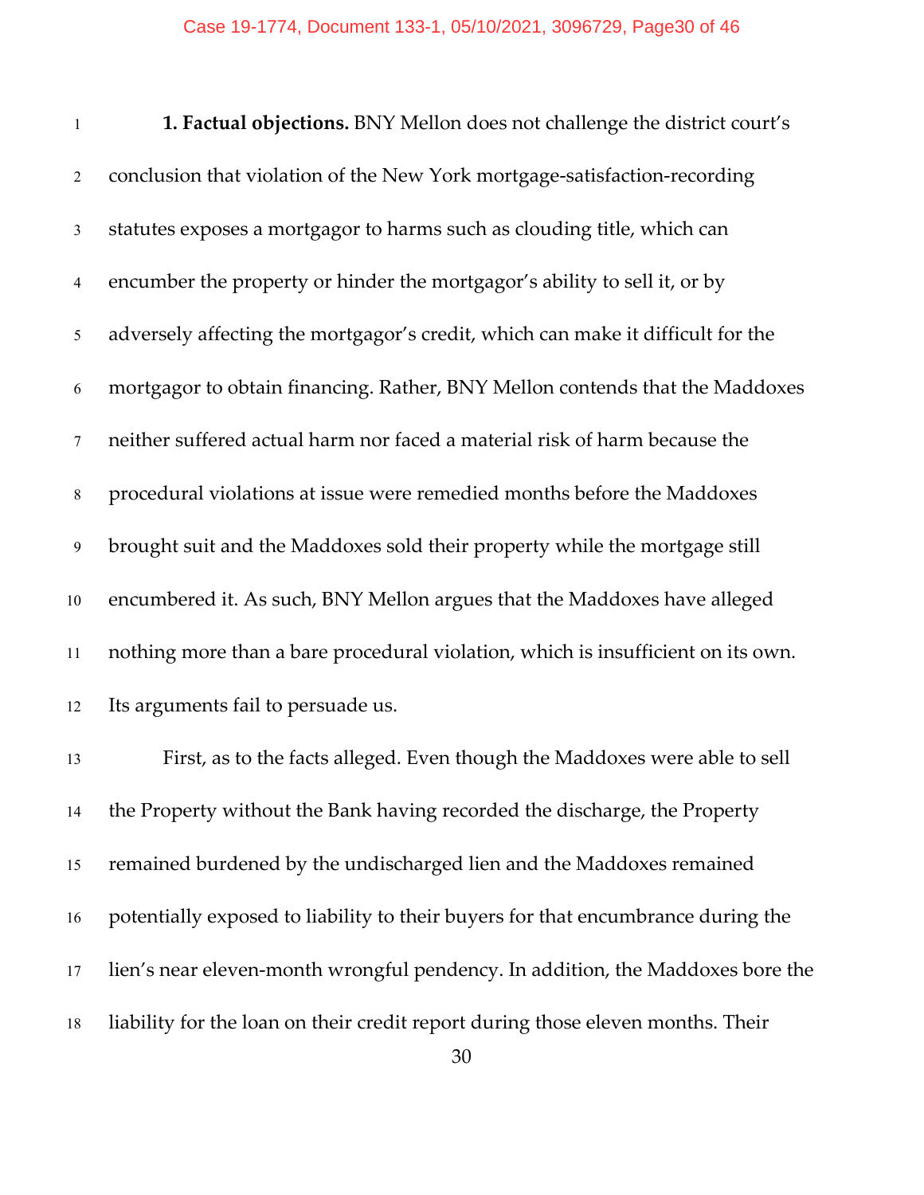**1. Factual objections.** BNY Mellon does not challenge the district court's conclusion that violation of the New York mortgage-satisfaction-recording statutes exposes a mortgagor to harms such as clouding title, which can encumber the property or hinder the mortgagor's ability to sell it, or by adversely affecting the mortgagor's credit, which can make it difficult for the mortgagor to obtain financing. Rather, BNY Mellon contends that the Maddoxes neither suffered actual harm nor faced a material risk of harm because the procedural violations at issue were remedied months before the Maddoxes brought suit and the Maddoxes sold their property while the mortgage still encumbered it. As such, BNY Mellon argues that the Maddoxes have alleged nothing more than a bare procedural violation, which is insufficient on its own. Its arguments fail to persuade us.

First, as to the facts alleged. Even though the Maddoxes were able to sell the Property without the Bank having recorded the discharge, the Property remained burdened by the undischarged lien and the Maddoxes remained potentially exposed to liability to their buyers for that encumbrance during the lien's near eleven-month wrongful pendency. In addition, the Maddoxes bore the liability for the loan on their credit report during those eleven months. Their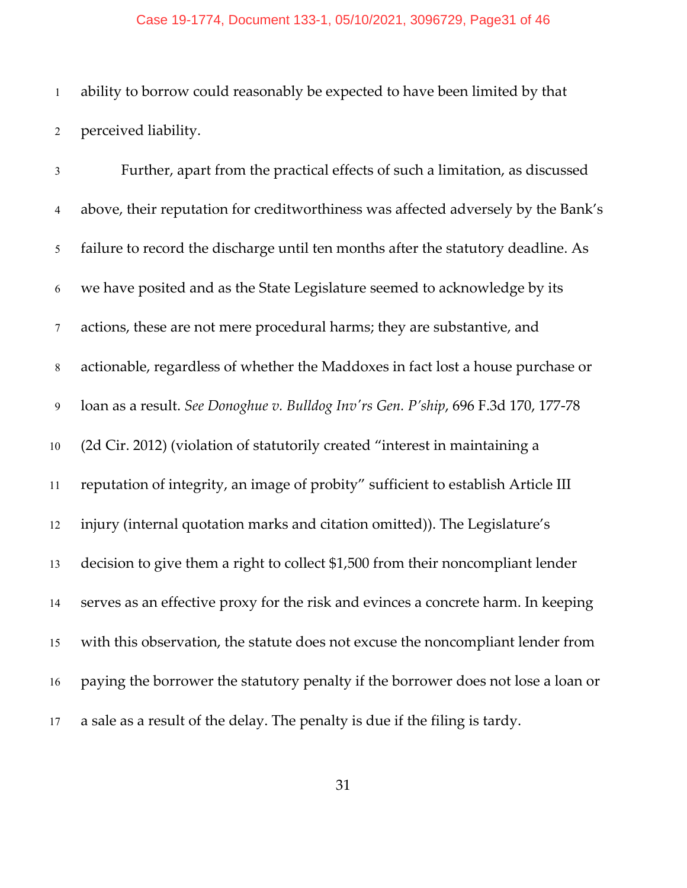ability to borrow could reasonably be expected to have been limited by that perceived liability.

Further, apart from the practical effects of such a limitation, as discussed above, their reputation for creditworthiness was affected adversely by the Bank's failure to record the discharge until ten months after the statutory deadline. As we have posited and as the State Legislature seemed to acknowledge by its actions, these are not mere procedural harms; they are substantive, and actionable, regardless of whether the Maddoxes in fact lost a house purchase or loan as a result. *See Donoghue v. Bulldog Inv'rs Gen. P'ship*, 696 F.3d 170, 177-78 (2d Cir. 2012) (violation of statutorily created "interest in maintaining a reputation of integrity, an image of probity" sufficient to establish Article III injury (internal quotation marks and citation omitted)). The Legislature's decision to give them a right to collect $1,500 from their noncompliant lender serves as an effective proxy for the risk and evinces a concrete harm. In keeping with this observation, the statute does not excuse the noncompliant lender from paying the borrower the statutory penalty if the borrower does not lose a loan or a sale as a result of the delay. The penalty is due if the filing is tardy.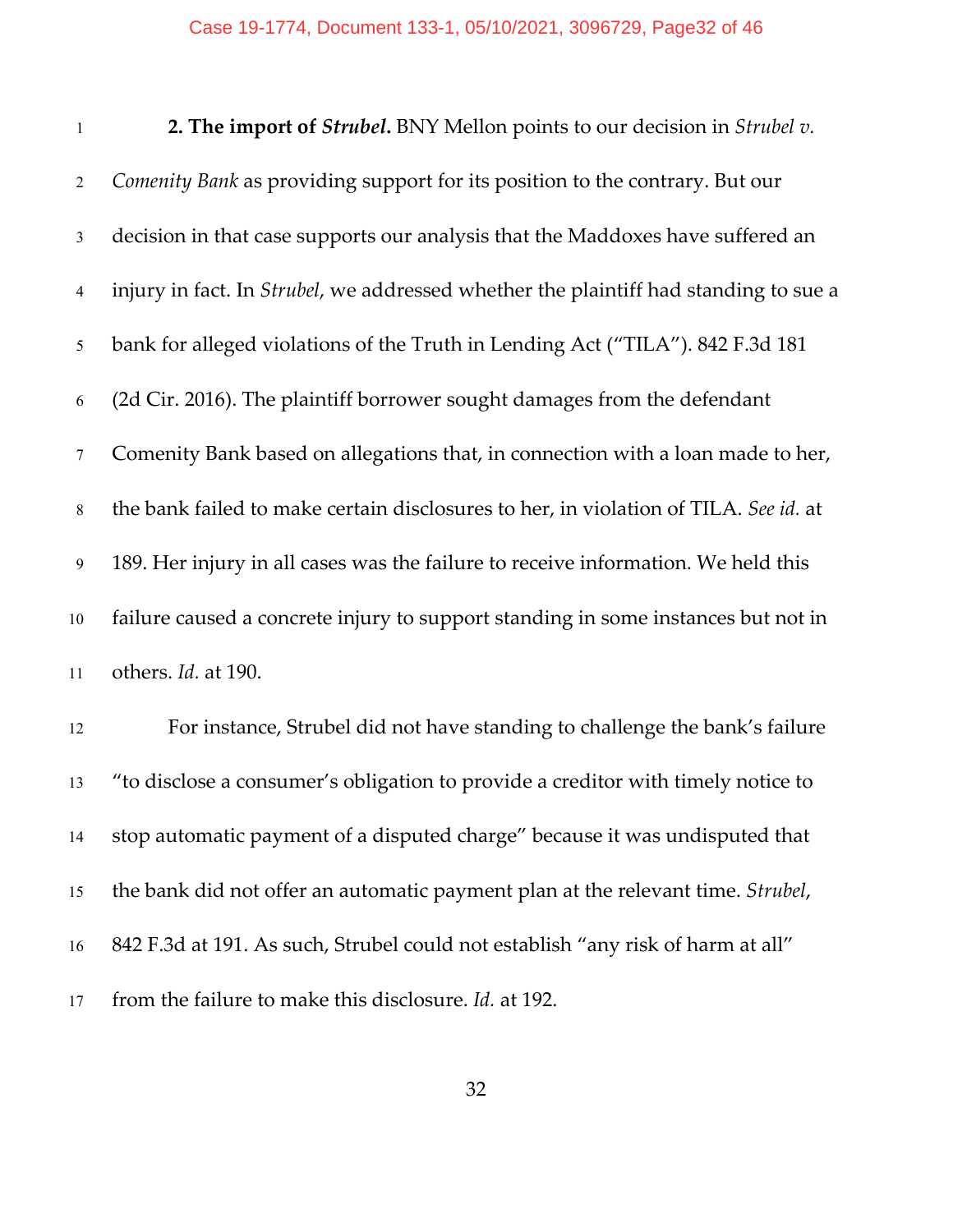**2. The import of *Strubel*.** BNY Mellon points to our decision in *Strubel v. Comenity Bank* as providing support for its position to the contrary. But our decision in that case supports our analysis that the Maddoxes have suffered an injury in fact. In *Strubel*, we addressed whether the plaintiff had standing to sue a bank for alleged violations of the Truth in Lending Act ("TILA"). 842 F.3d 181 (2d Cir. 2016). The plaintiff borrower sought damages from the defendant Comenity Bank based on allegations that, in connection with a loan made to her, the bank failed to make certain disclosures to her, in violation of TILA. *See id.* at 189. Her injury in all cases was the failure to receive information. We held this failure caused a concrete injury to support standing in some instances but not in others. *Id.* at 190.

For instance, Strubel did not have standing to challenge the bank's failure "to disclose a consumer's obligation to provide a creditor with timely notice to stop automatic payment of a disputed charge" because it was undisputed that the bank did not offer an automatic payment plan at the relevant time. *Strubel*, 842 F.3d at 191. As such, Strubel could not establish "any risk of harm at all" from the failure to make this disclosure. *Id.* at 192.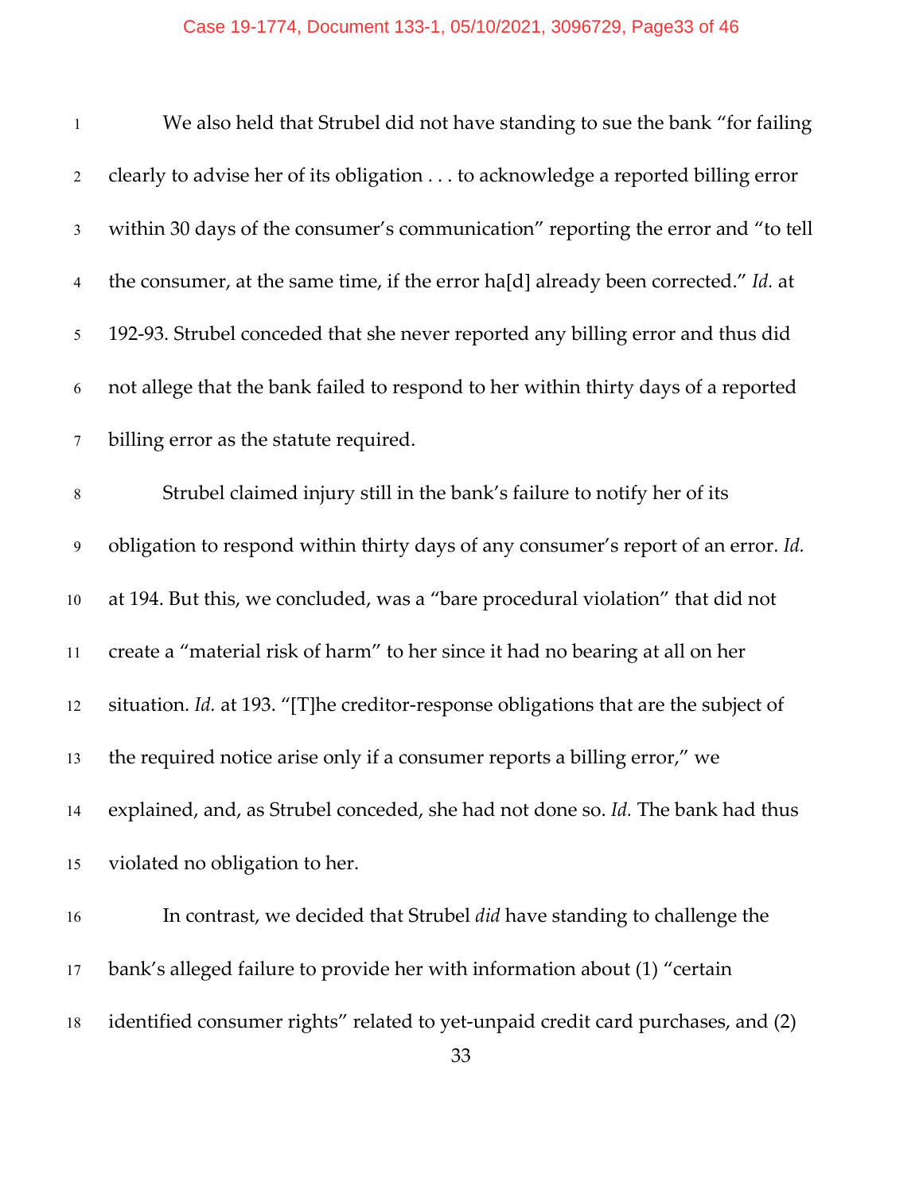We also held that Strubel did not have standing to sue the bank "for failing clearly to advise her of its obligation . . . to acknowledge a reported billing error within 30 days of the consumer's communication" reporting the error and "to tell the consumer, at the same time, if the error ha[d] already been corrected." *Id.* at 192-93. Strubel conceded that she never reported any billing error and thus did not allege that the bank failed to respond to her within thirty days of a reported billing error as the statute required.

Strubel claimed injury still in the bank's failure to notify her of its obligation to respond within thirty days of any consumer's report of an error. *Id.* at 194. But this, we concluded, was a "bare procedural violation" that did not create a "material risk of harm" to her since it had no bearing at all on her situation. *Id.* at 193. "[T]he creditor-response obligations that are the subject of the required notice arise only if a consumer reports a billing error," we explained, and, as Strubel conceded, she had not done so. *Id.* The bank had thus violated no obligation to her.

In contrast, we decided that Strubel *did* have standing to challenge the bank's alleged failure to provide her with information about (1) "certain identified consumer rights" related to yet-unpaid credit card purchases, and (2)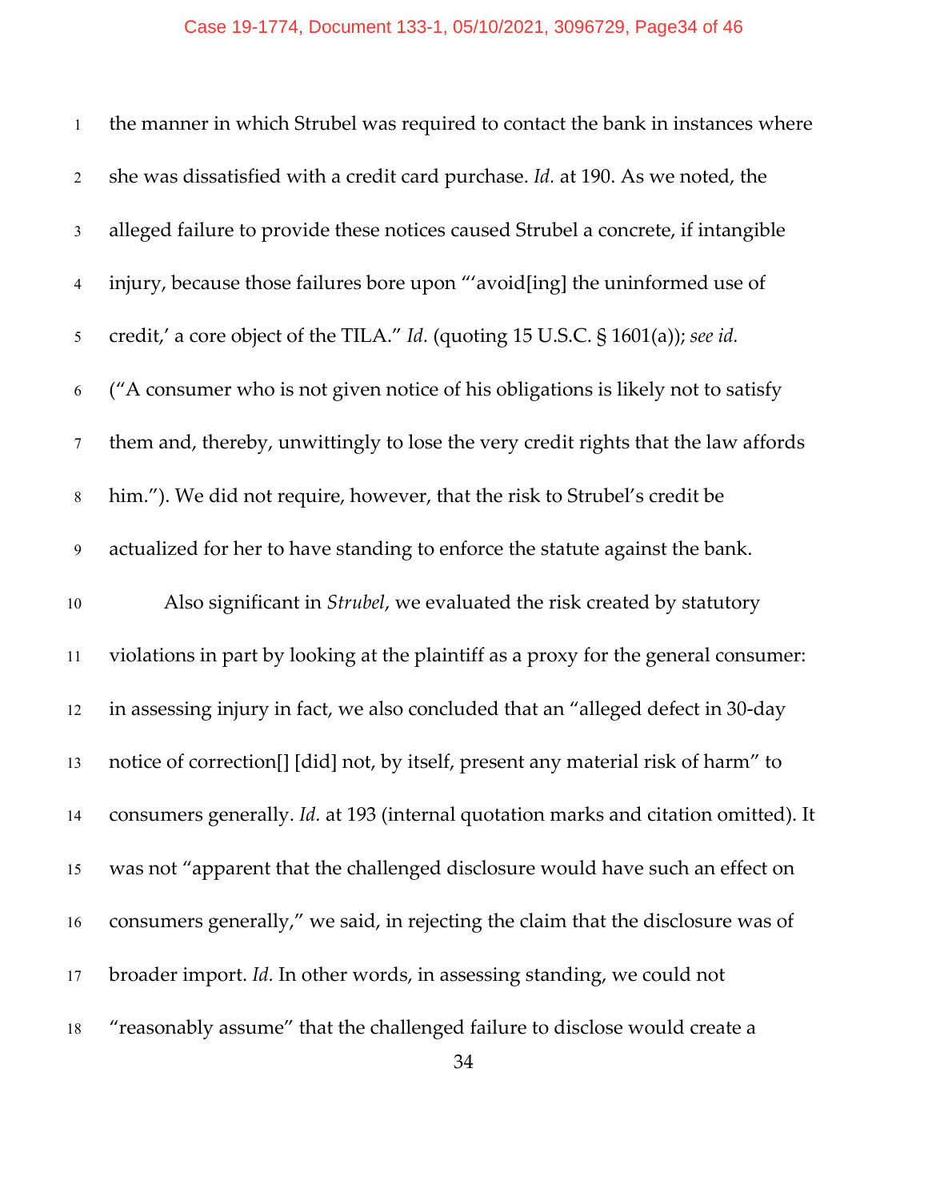the manner in which Strubel was required to contact the bank in instances where she was dissatisfied with a credit card purchase. *Id.* at 190. As we noted, the alleged failure to provide these notices caused Strubel a concrete, if intangible injury, because those failures bore upon "'avoid[ing] the uninformed use of credit,' a core object of the TILA." *Id.* (quoting 15 U.S.C. § 1601(a)); *see id.* ("A consumer who is not given notice of his obligations is likely not to satisfy them and, thereby, unwittingly to lose the very credit rights that the law affords him."). We did not require, however, that the risk to Strubel's credit be actualized for her to have standing to enforce the statute against the bank.

Also significant in *Strubel*, we evaluated the risk created by statutory violations in part by looking at the plaintiff as a proxy for the general consumer: in assessing injury in fact, we also concluded that an "alleged defect in 30-day notice of correction[] [did] not, by itself, present any material risk of harm" to consumers generally. *Id.* at 193 (internal quotation marks and citation omitted). It was not "apparent that the challenged disclosure would have such an effect on consumers generally," we said, in rejecting the claim that the disclosure was of broader import. *Id.* In other words, in assessing standing, we could not "reasonably assume" that the challenged failure to disclose would create a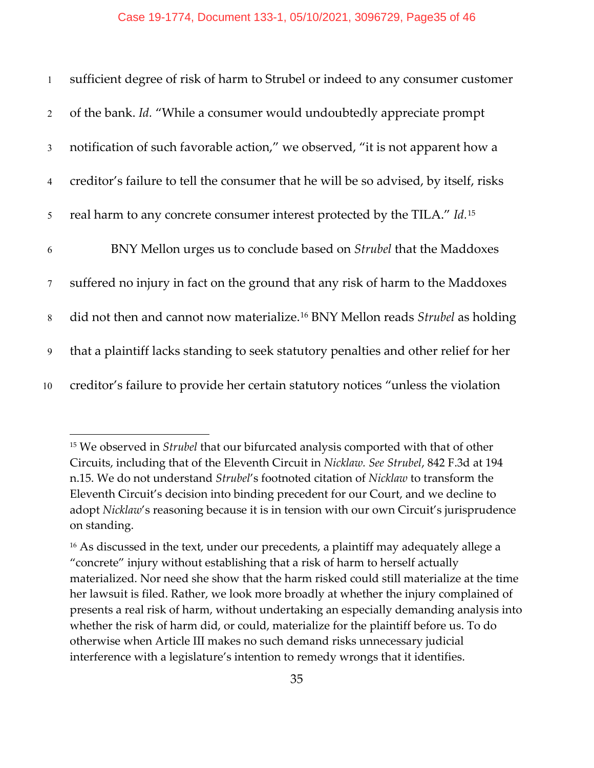sufficient degree of risk of harm to Strubel or indeed to any consumer customer of the bank. *Id.* "While a consumer would undoubtedly appreciate prompt notification of such favorable action," we observed, "it is not apparent how a creditor's failure to tell the consumer that he will be so advised, by itself, risks real harm to any concrete consumer interest protected by the TILA." *Id.*[15]

BNY Mellon urges us to conclude based on *Strubel* that the Maddoxes suffered no injury in fact on the ground that any risk of harm to the Maddoxes did not then and cannot now materialize.[16] BNY Mellon reads *Strubel* as holding that a plaintiff lacks standing to seek statutory penalties and other relief for her creditor's failure to provide her certain statutory notices "unless the violation

---

[15] We observed in *Strubel* that our bifurcated analysis comported with that of other Circuits, including that of the Eleventh Circuit in *Nicklaw. See Strubel*, 842 F.3d at 194 n.15. We do not understand *Strubel*'s footnoted citation of *Nicklaw* to transform the Eleventh Circuit's decision into binding precedent for our Court, and we decline to adopt *Nicklaw*'s reasoning because it is in tension with our own Circuit's jurisprudence on standing.

[16] As discussed in the text, under our precedents, a plaintiff may adequately allege a "concrete" injury without establishing that a risk of harm to herself actually materialized. Nor need she show that the harm risked could still materialize at the time her lawsuit is filed. Rather, we look more broadly at whether the injury complained of presents a real risk of harm, without undertaking an especially demanding analysis into whether the risk of harm did, or could, materialize for the plaintiff before us. To do otherwise when Article III makes no such demand risks unnecessary judicial interference with a legislature's intention to remedy wrongs that it identifies.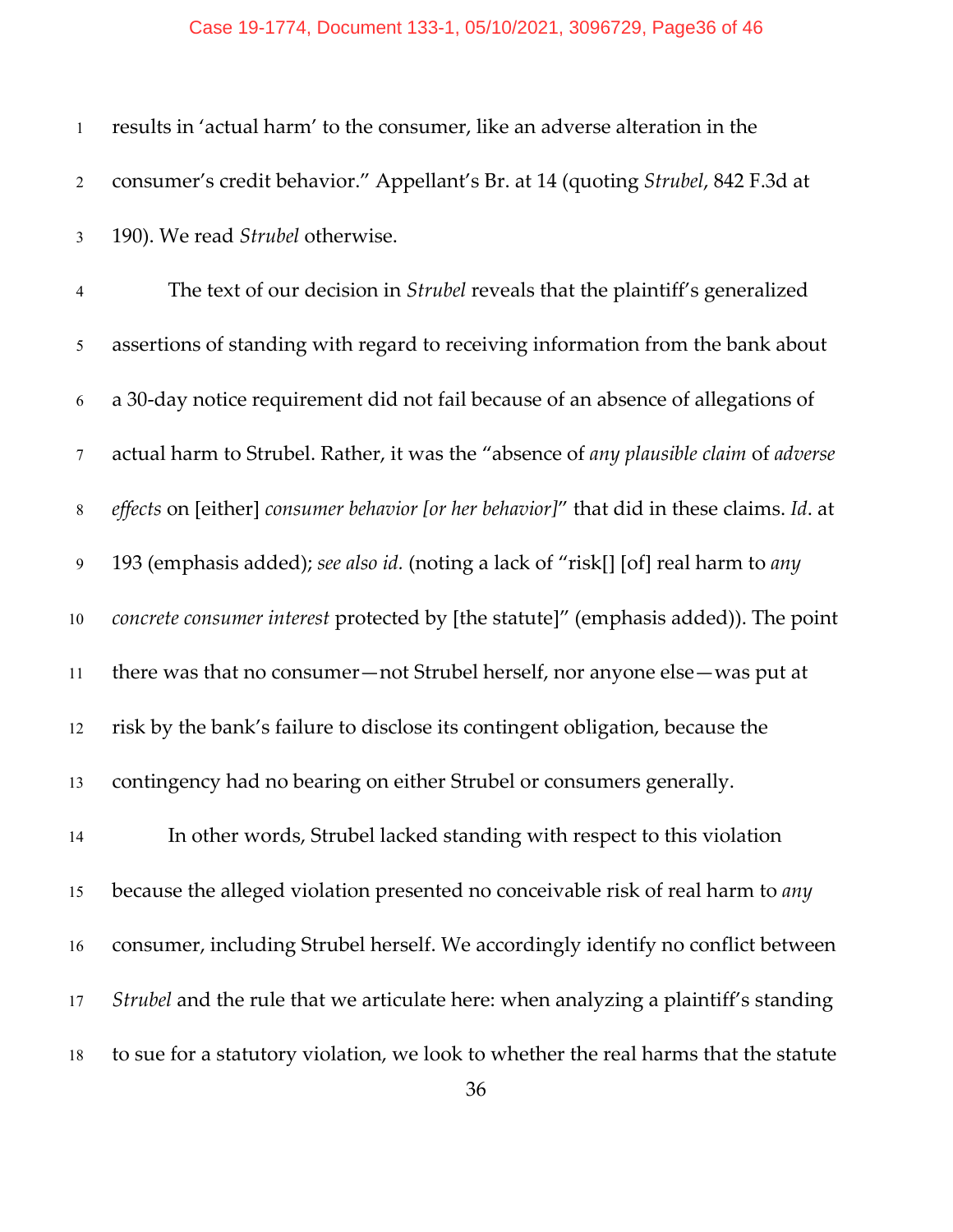results in 'actual harm' to the consumer, like an adverse alteration in the consumer's credit behavior." Appellant's Br. at 14 (quoting *Strubel*, 842 F.3d at 190). We read *Strubel* otherwise.

The text of our decision in *Strubel* reveals that the plaintiff's generalized assertions of standing with regard to receiving information from the bank about a 30-day notice requirement did not fail because of an absence of allegations of actual harm to Strubel. Rather, it was the "absence of *any plausible claim* of *adverse effects* on [either] *consumer behavior [or her behavior]*" that did in these claims. *Id*. at 193 (emphasis added); *see also id.* (noting a lack of "risk[] [of] real harm to *any concrete consumer interest* protected by [the statute]" (emphasis added)). The point there was that no consumer—not Strubel herself, nor anyone else—was put at risk by the bank's failure to disclose its contingent obligation, because the contingency had no bearing on either Strubel or consumers generally.

In other words, Strubel lacked standing with respect to this violation because the alleged violation presented no conceivable risk of real harm to *any* consumer, including Strubel herself. We accordingly identify no conflict between *Strubel* and the rule that we articulate here: when analyzing a plaintiff's standing to sue for a statutory violation, we look to whether the real harms that the statute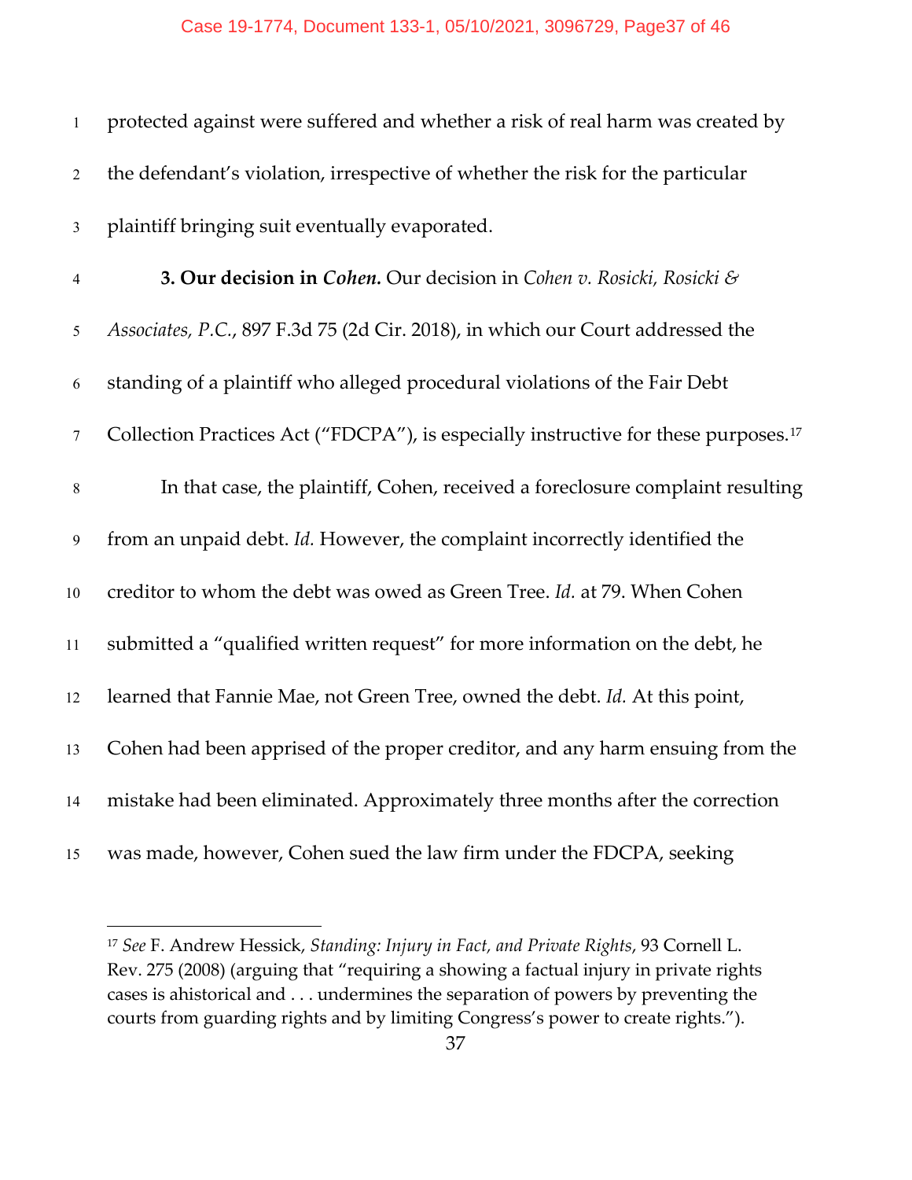protected against were suffered and whether a risk of real harm was created by the defendant's violation, irrespective of whether the risk for the particular plaintiff bringing suit eventually evaporated.

**3. Our decision in *Cohen*.** Our decision in *Cohen v. Rosicki, Rosicki & Associates, P.C.*, 897 F.3d 75 (2d Cir. 2018), in which our Court addressed the standing of a plaintiff who alleged procedural violations of the Fair Debt Collection Practices Act ("FDCPA"), is especially instructive for these purposes.[17]

In that case, the plaintiff, Cohen, received a foreclosure complaint resulting from an unpaid debt. *Id.* However, the complaint incorrectly identified the creditor to whom the debt was owed as Green Tree. *Id.* at 79. When Cohen submitted a "qualified written request" for more information on the debt, he learned that Fannie Mae, not Green Tree, owned the debt. *Id.* At this point, Cohen had been apprised of the proper creditor, and any harm ensuing from the mistake had been eliminated. Approximately three months after the correction was made, however, Cohen sued the law firm under the FDCPA, seeking

---

[17] *See* F. Andrew Hessick, *Standing: Injury in Fact, and Private Rights*, 93 Cornell L. Rev. 275 (2008) (arguing that "requiring a showing a factual injury in private rights cases is ahistorical and . . . undermines the separation of powers by preventing the courts from guarding rights and by limiting Congress's power to create rights.").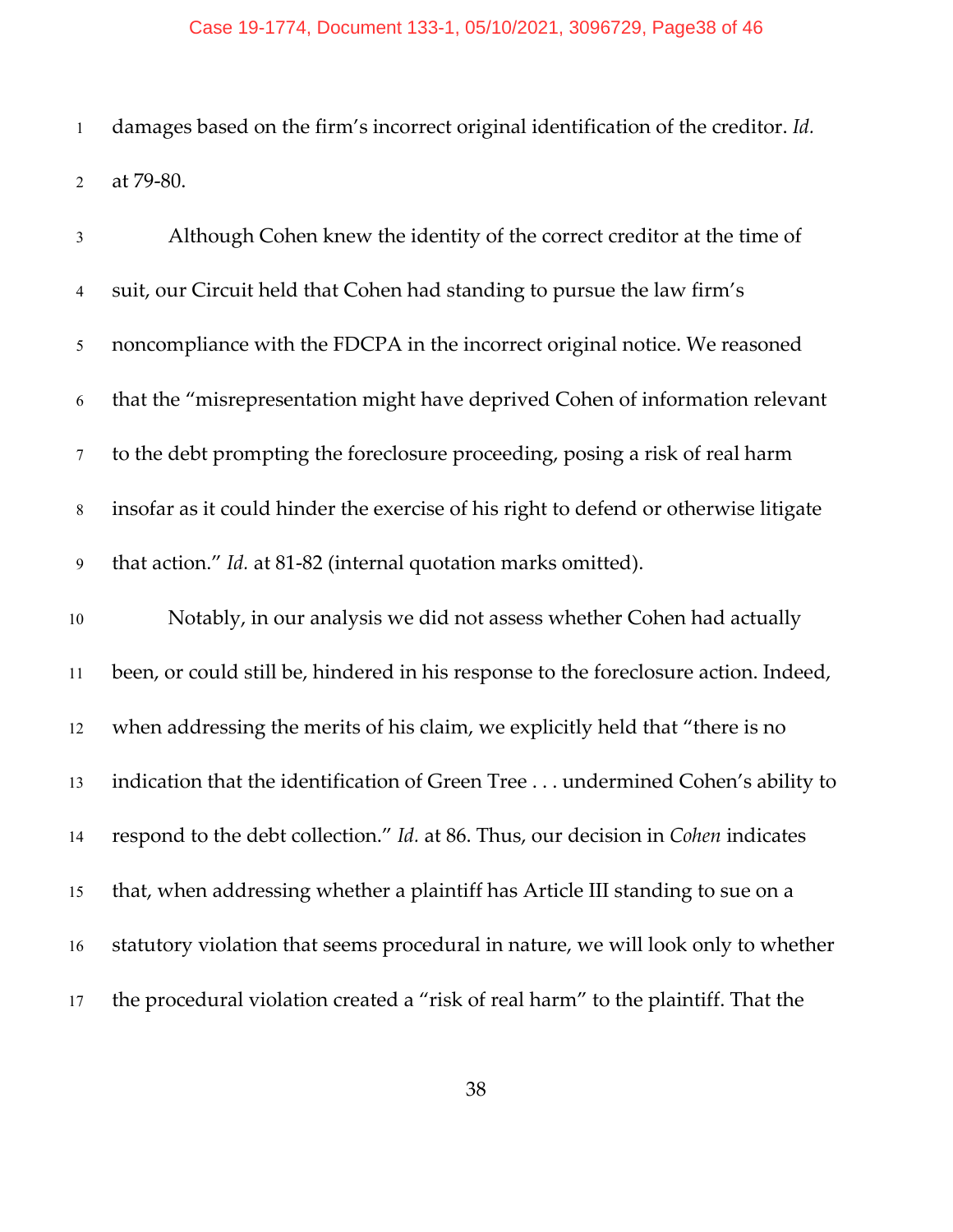damages based on the firm's incorrect original identification of the creditor. *Id.* at 79-80.

Although Cohen knew the identity of the correct creditor at the time of suit, our Circuit held that Cohen had standing to pursue the law firm's noncompliance with the FDCPA in the incorrect original notice. We reasoned that the "misrepresentation might have deprived Cohen of information relevant to the debt prompting the foreclosure proceeding, posing a risk of real harm insofar as it could hinder the exercise of his right to defend or otherwise litigate that action." *Id.* at 81-82 (internal quotation marks omitted).

Notably, in our analysis we did not assess whether Cohen had actually been, or could still be, hindered in his response to the foreclosure action. Indeed, when addressing the merits of his claim, we explicitly held that "there is no indication that the identification of Green Tree . . . undermined Cohen's ability to respond to the debt collection." *Id.* at 86. Thus, our decision in *Cohen* indicates that, when addressing whether a plaintiff has Article III standing to sue on a statutory violation that seems procedural in nature, we will look only to whether the procedural violation created a "risk of real harm" to the plaintiff. That the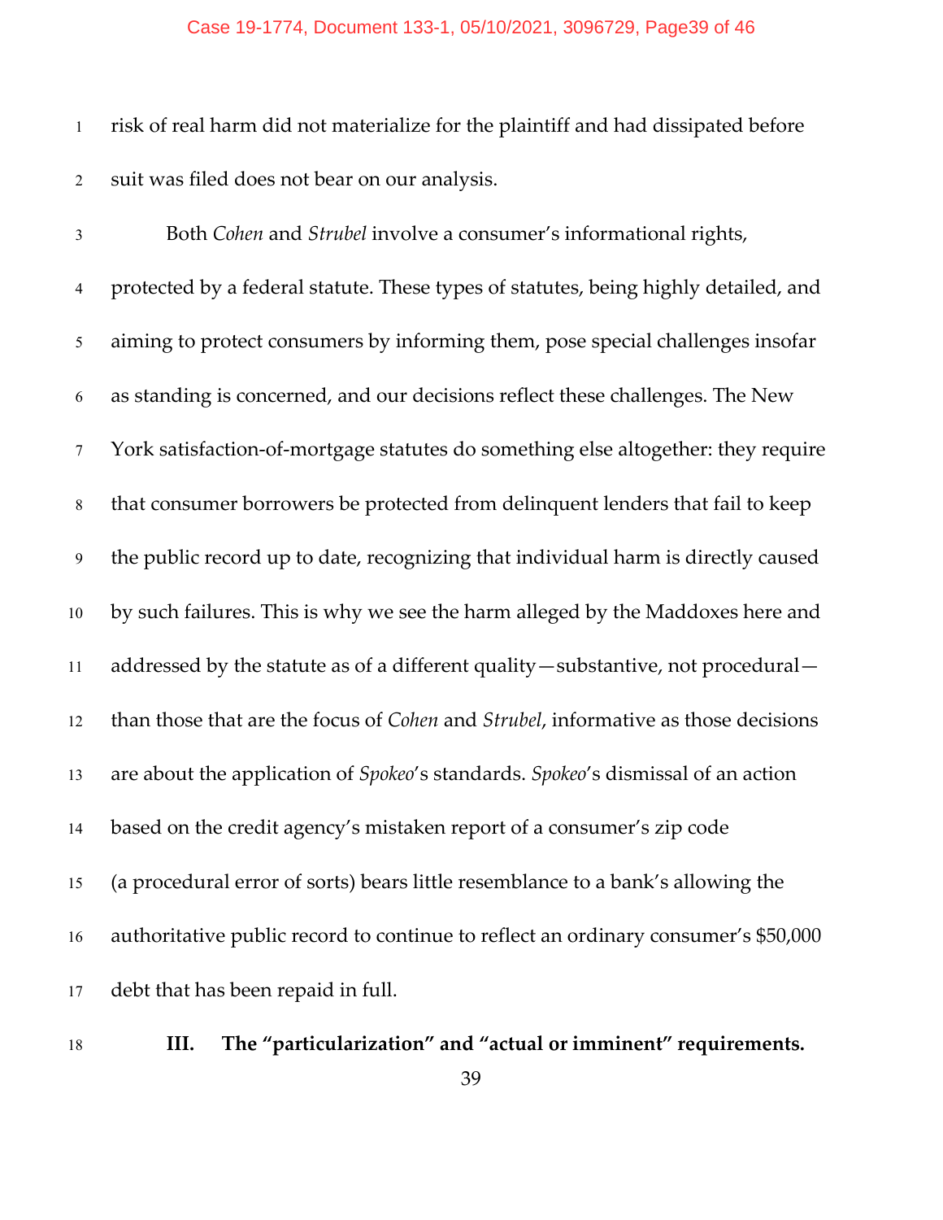risk of real harm did not materialize for the plaintiff and had dissipated before suit was filed does not bear on our analysis.

Both *Cohen* and *Strubel* involve a consumer's informational rights, protected by a federal statute. These types of statutes, being highly detailed, and aiming to protect consumers by informing them, pose special challenges insofar as standing is concerned, and our decisions reflect these challenges. The New York satisfaction-of-mortgage statutes do something else altogether: they require that consumer borrowers be protected from delinquent lenders that fail to keep the public record up to date, recognizing that individual harm is directly caused by such failures. This is why we see the harm alleged by the Maddoxes here and addressed by the statute as of a different quality—substantive, not procedural—than those that are the focus of *Cohen* and *Strubel*, informative as those decisions are about the application of *Spokeo*'s standards. *Spokeo*'s dismissal of an action based on the credit agency's mistaken report of a consumer's zip code (a procedural error of sorts) bears little resemblance to a bank's allowing the authoritative public record to continue to reflect an ordinary consumer's $50,000 debt that has been repaid in full.

## III. The "particularization" and "actual or imminent" requirements.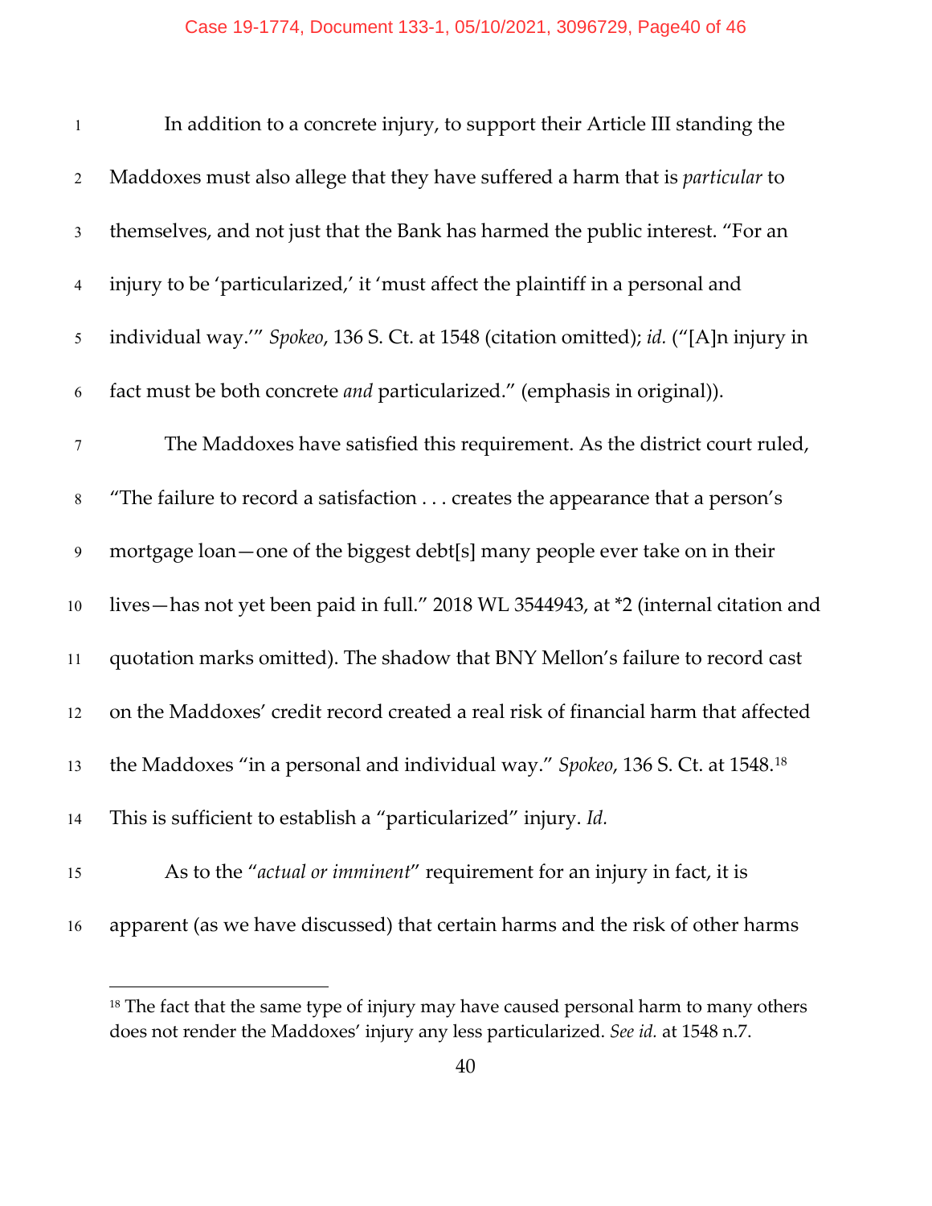In addition to a concrete injury, to support their Article III standing the Maddoxes must also allege that they have suffered a harm that is *particular* to themselves, and not just that the Bank has harmed the public interest. "For an injury to be 'particularized,' it 'must affect the plaintiff in a personal and individual way.'" *Spokeo*, 136 S. Ct. at 1548 (citation omitted); *id.* ("[A]n injury in fact must be both concrete *and* particularized." (emphasis in original)).

The Maddoxes have satisfied this requirement. As the district court ruled, "The failure to record a satisfaction . . . creates the appearance that a person's mortgage loan—one of the biggest debt[s] many people ever take on in their lives—has not yet been paid in full." 2018 WL 3544943, at *2 (internal citation and quotation marks omitted). The shadow that BNY Mellon's failure to record cast on the Maddoxes' credit record created a real risk of financial harm that affected the Maddoxes "in a personal and individual way." *Spokeo*, 136 S. Ct. at 1548.[18] This is sufficient to establish a "particularized" injury. *Id.*

As to the "*actual or imminent*" requirement for an injury in fact, it is apparent (as we have discussed) that certain harms and the risk of other harms

---

[18] The fact that the same type of injury may have caused personal harm to many others does not render the Maddoxes' injury any less particularized. *See id.* at 1548 n.7.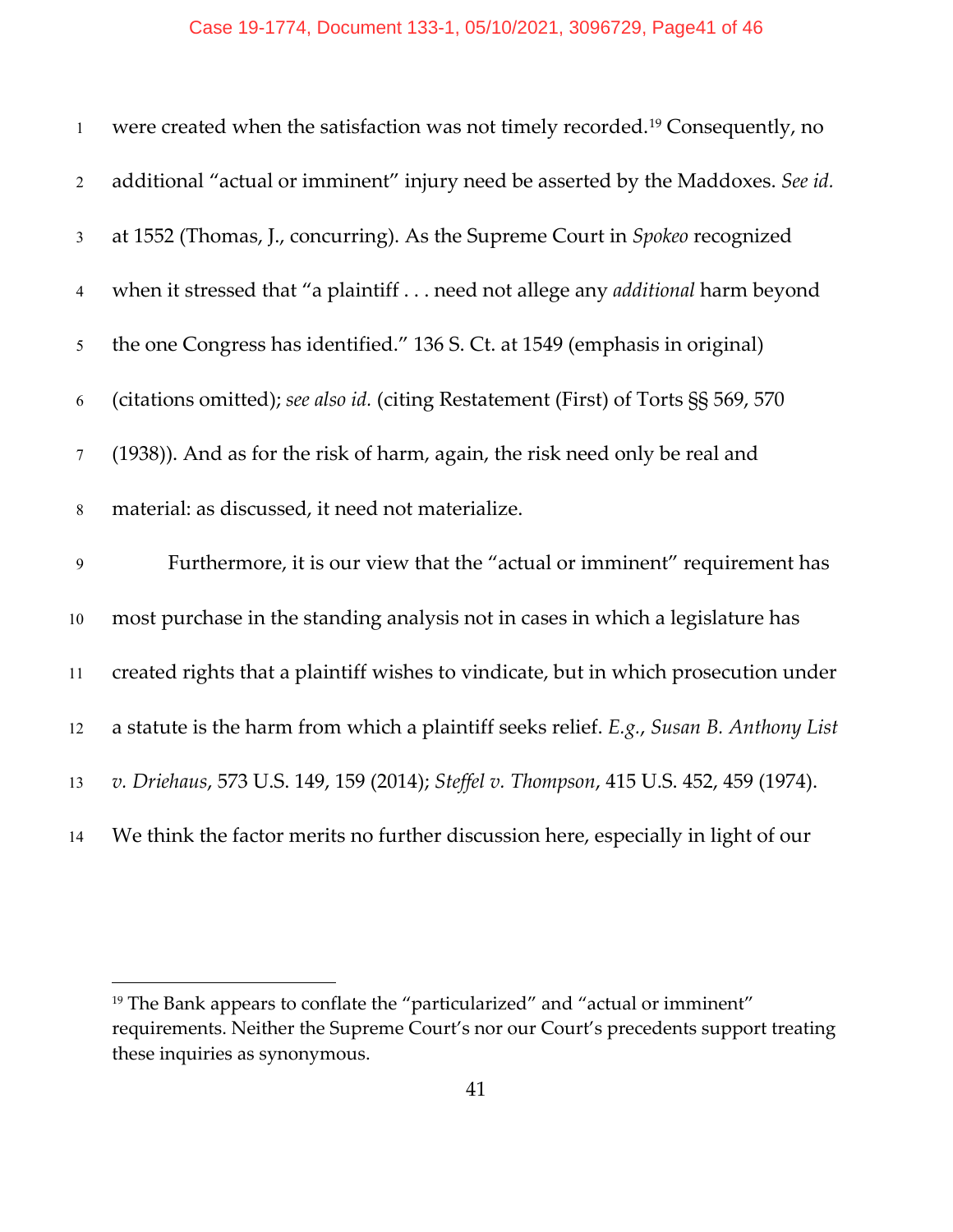were created when the satisfaction was not timely recorded.[19] Consequently, no additional "actual or imminent" injury need be asserted by the Maddoxes. *See id.* at 1552 (Thomas, J., concurring). As the Supreme Court in *Spokeo* recognized when it stressed that "a plaintiff . . . need not allege any *additional* harm beyond the one Congress has identified." 136 S. Ct. at 1549 (emphasis in original) (citations omitted); *see also id.* (citing Restatement (First) of Torts §§ 569, 570 (1938)). And as for the risk of harm, again, the risk need only be real and material: as discussed, it need not materialize.

Furthermore, it is our view that the "actual or imminent" requirement has most purchase in the standing analysis not in cases in which a legislature has created rights that a plaintiff wishes to vindicate, but in which prosecution under a statute is the harm from which a plaintiff seeks relief. *E.g.*, *Susan B. Anthony List v. Driehaus*, 573 U.S. 149, 159 (2014); *Steffel v. Thompson*, 415 U.S. 452, 459 (1974). We think the factor merits no further discussion here, especially in light of our

---

[19] The Bank appears to conflate the "particularized" and "actual or imminent" requirements. Neither the Supreme Court's nor our Court's precedents support treating these inquiries as synonymous.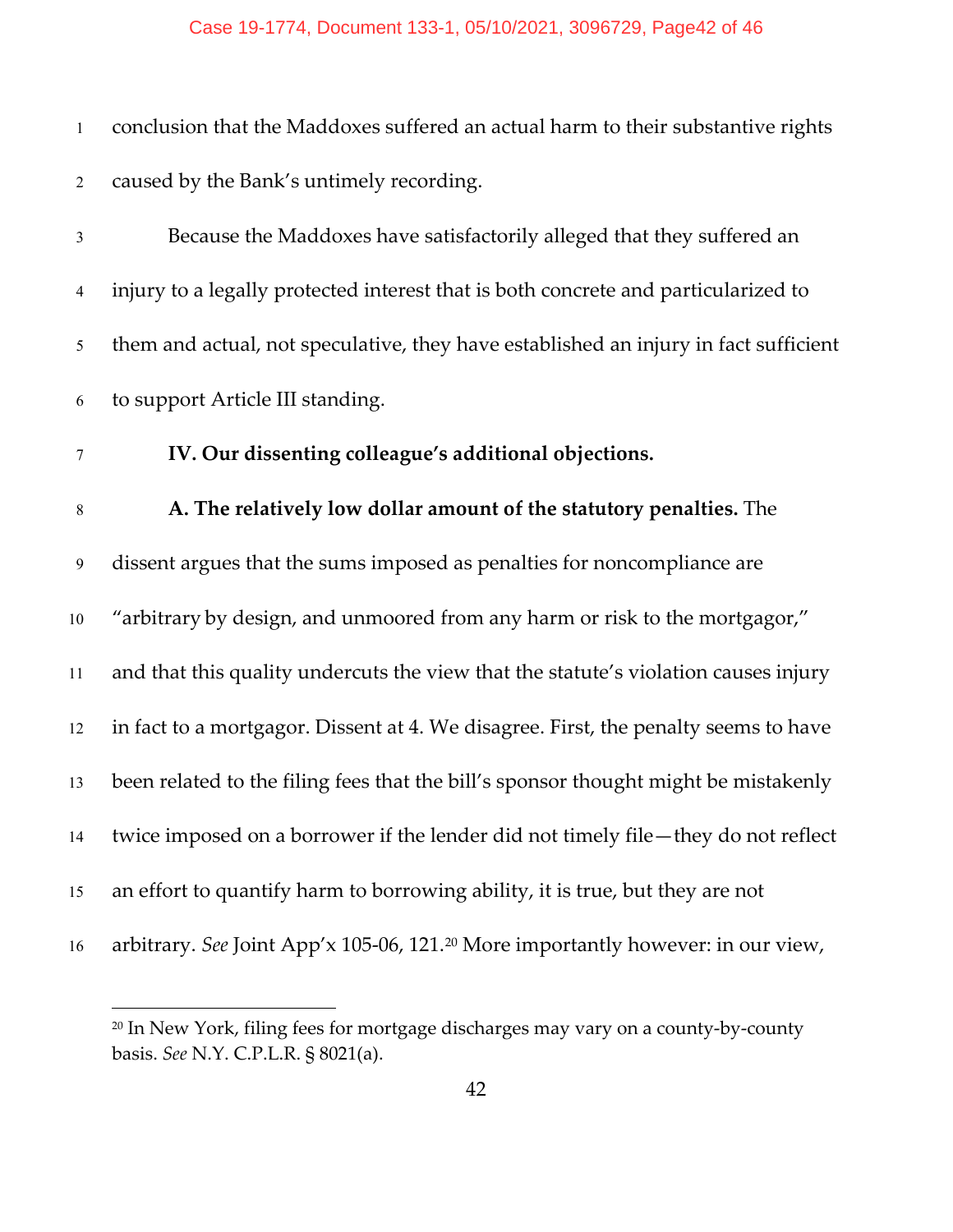conclusion that the Maddoxes suffered an actual harm to their substantive rights caused by the Bank's untimely recording.

Because the Maddoxes have satisfactorily alleged that they suffered an injury to a legally protected interest that is both concrete and particularized to them and actual, not speculative, they have established an injury in fact sufficient to support Article III standing.

**IV. Our dissenting colleague's additional objections.**

**A. The relatively low dollar amount of the statutory penalties.** The dissent argues that the sums imposed as penalties for noncompliance are "arbitrary by design, and unmoored from any harm or risk to the mortgagor," and that this quality undercuts the view that the statute's violation causes injury in fact to a mortgagor. Dissent at 4. We disagree. First, the penalty seems to have been related to the filing fees that the bill's sponsor thought might be mistakenly twice imposed on a borrower if the lender did not timely file—they do not reflect an effort to quantify harm to borrowing ability, it is true, but they are not arbitrary. *See* Joint App'x 105-06, 121.[20] More importantly however: in our view,

[20] In New York, filing fees for mortgage discharges may vary on a county-by-county basis. *See* N.Y. C.P.L.R. § 8021(a).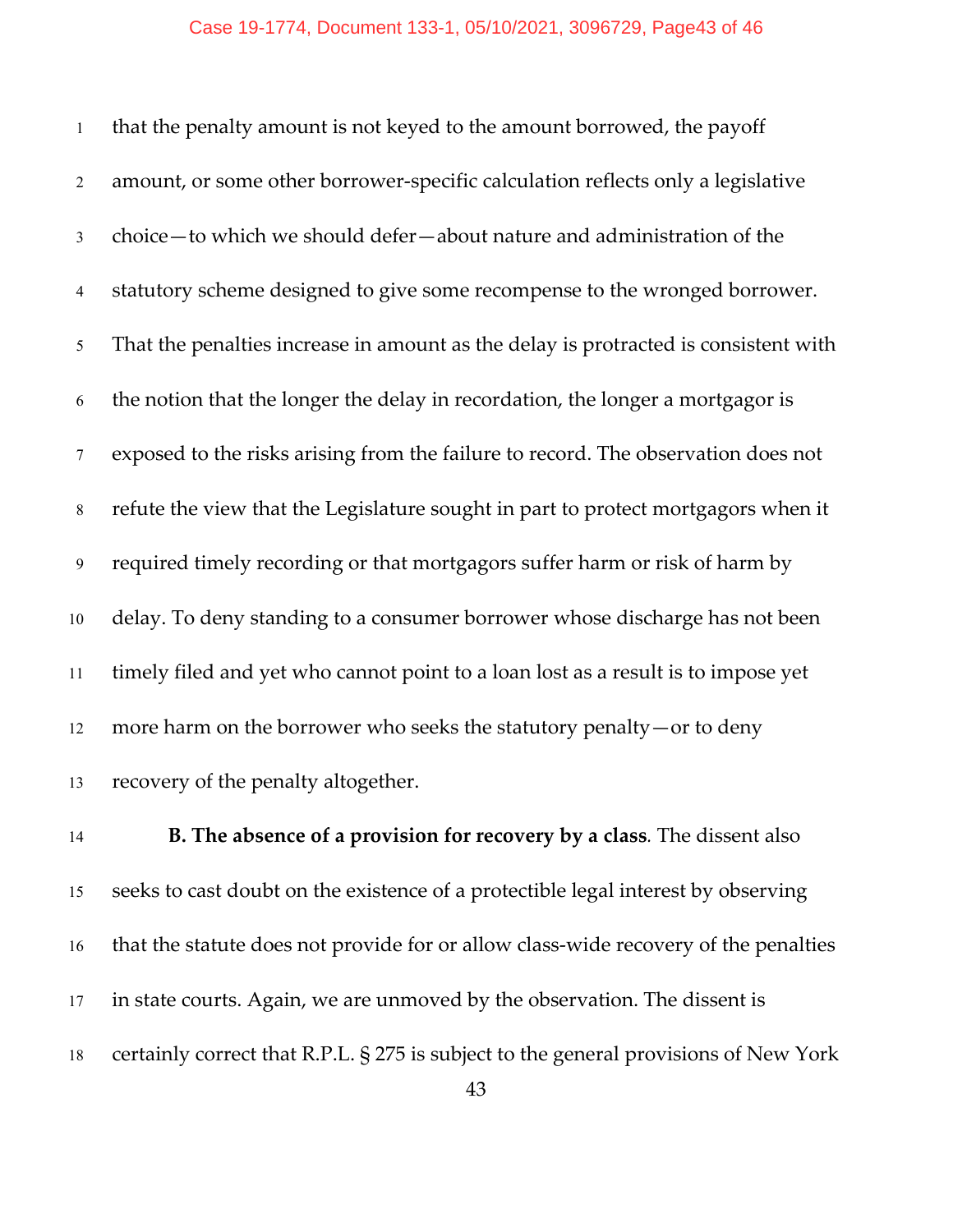that the penalty amount is not keyed to the amount borrowed, the payoff amount, or some other borrower-specific calculation reflects only a legislative choice—to which we should defer—about nature and administration of the statutory scheme designed to give some recompense to the wronged borrower. That the penalties increase in amount as the delay is protracted is consistent with the notion that the longer the delay in recordation, the longer a mortgagor is exposed to the risks arising from the failure to record. The observation does not refute the view that the Legislature sought in part to protect mortgagors when it required timely recording or that mortgagors suffer harm or risk of harm by delay. To deny standing to a consumer borrower whose discharge has not been timely filed and yet who cannot point to a loan lost as a result is to impose yet more harm on the borrower who seeks the statutory penalty—or to deny recovery of the penalty altogether.

**B. The absence of a provision for recovery by a class**. The dissent also seeks to cast doubt on the existence of a protectible legal interest by observing that the statute does not provide for or allow class-wide recovery of the penalties in state courts. Again, we are unmoved by the observation. The dissent is certainly correct that R.P.L. § 275 is subject to the general provisions of New York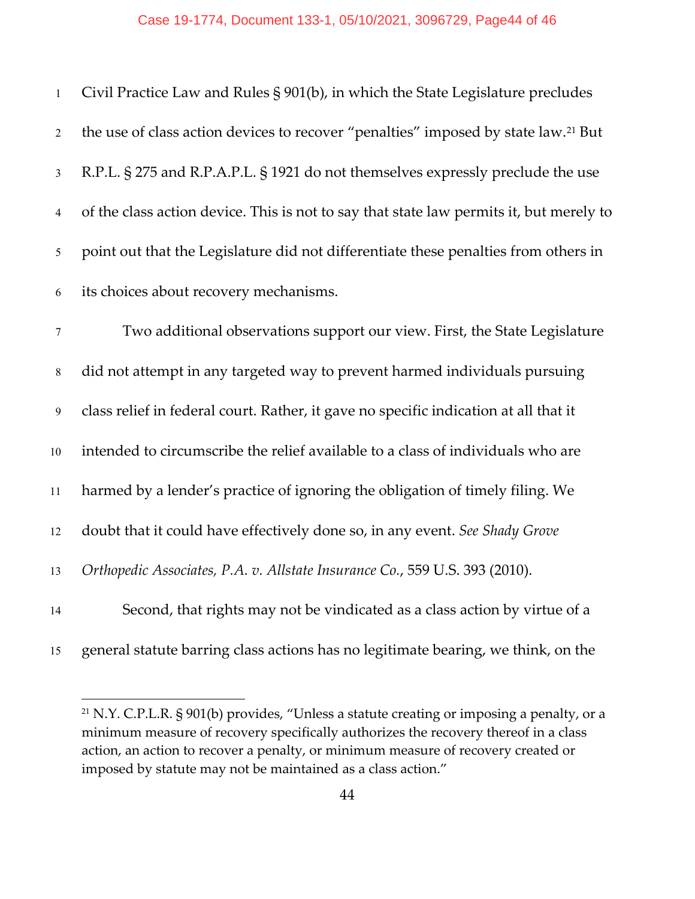Civil Practice Law and Rules § 901(b), in which the State Legislature precludes the use of class action devices to recover "penalties" imposed by state law.[21] But R.P.L. § 275 and R.P.A.P.L. § 1921 do not themselves expressly preclude the use of the class action device. This is not to say that state law permits it, but merely to point out that the Legislature did not differentiate these penalties from others in its choices about recovery mechanisms.

Two additional observations support our view. First, the State Legislature did not attempt in any targeted way to prevent harmed individuals pursuing class relief in federal court. Rather, it gave no specific indication at all that it intended to circumscribe the relief available to a class of individuals who are harmed by a lender's practice of ignoring the obligation of timely filing. We doubt that it could have effectively done so, in any event. *See Shady Grove Orthopedic Associates, P.A. v. Allstate Insurance Co.*, 559 U.S. 393 (2010).

Second, that rights may not be vindicated as a class action by virtue of a general statute barring class actions has no legitimate bearing, we think, on the

---

[21] N.Y. C.P.L.R. § 901(b) provides, "Unless a statute creating or imposing a penalty, or a minimum measure of recovery specifically authorizes the recovery thereof in a class action, an action to recover a penalty, or minimum measure of recovery created or imposed by statute may not be maintained as a class action."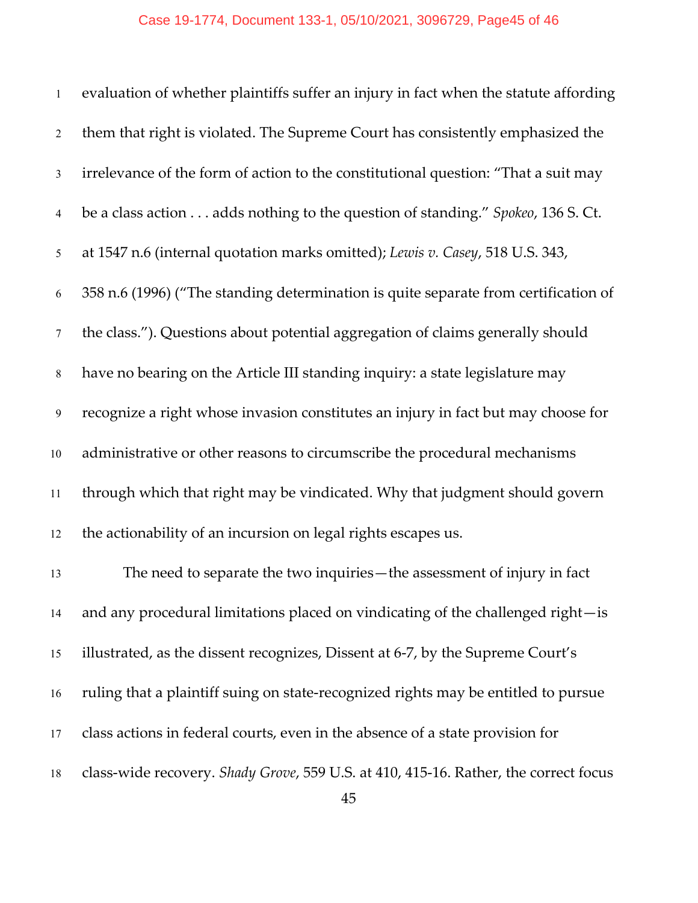evaluation of whether plaintiffs suffer an injury in fact when the statute affording them that right is violated. The Supreme Court has consistently emphasized the irrelevance of the form of action to the constitutional question: "That a suit may be a class action . . . adds nothing to the question of standing." *Spokeo*, 136 S. Ct. at 1547 n.6 (internal quotation marks omitted); *Lewis v. Casey*, 518 U.S. 343, 358 n.6 (1996) ("The standing determination is quite separate from certification of the class."). Questions about potential aggregation of claims generally should have no bearing on the Article III standing inquiry: a state legislature may recognize a right whose invasion constitutes an injury in fact but may choose for administrative or other reasons to circumscribe the procedural mechanisms through which that right may be vindicated. Why that judgment should govern the actionability of an incursion on legal rights escapes us.

The need to separate the two inquiries—the assessment of injury in fact and any procedural limitations placed on vindicating of the challenged right—is illustrated, as the dissent recognizes, Dissent at 6-7, by the Supreme Court's ruling that a plaintiff suing on state-recognized rights may be entitled to pursue class actions in federal courts, even in the absence of a state provision for class-wide recovery. *Shady Grove*, 559 U.S. at 410, 415-16. Rather, the correct focus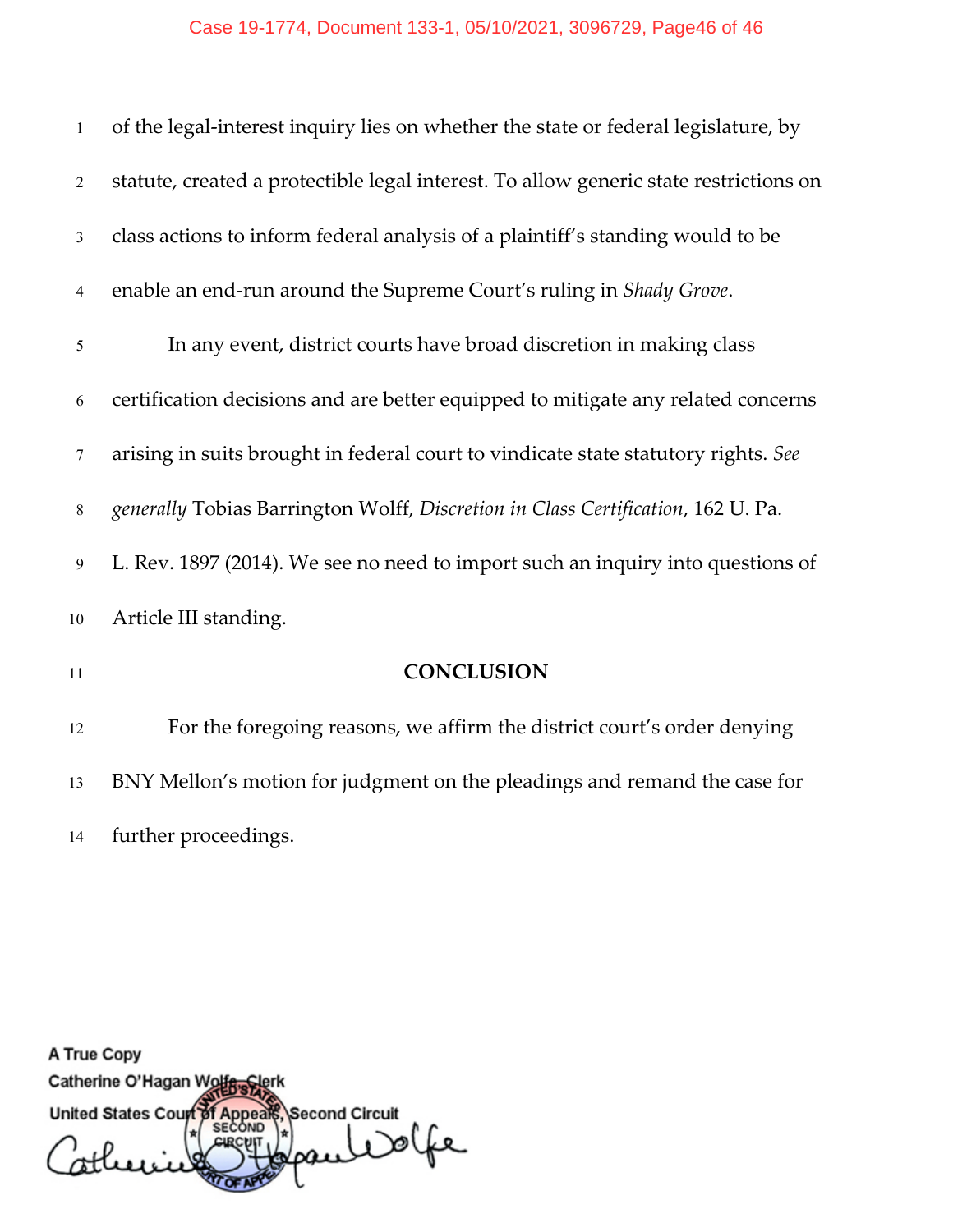of the legal-interest inquiry lies on whether the state or federal legislature, by statute, created a protectible legal interest. To allow generic state restrictions on class actions to inform federal analysis of a plaintiff's standing would to be enable an end-run around the Supreme Court's ruling in *Shady Grove*.

In any event, district courts have broad discretion in making class certification decisions and are better equipped to mitigate any related concerns arising in suits brought in federal court to vindicate state statutory rights. *See generally* Tobias Barrington Wolff, *Discretion in Class Certification*, 162 U. Pa. L. Rev. 1897 (2014). We see no need to import such an inquiry into questions of Article III standing.

**CONCLUSION**

For the foregoing reasons, we affirm the district court's order denying BNY Mellon's motion for judgment on the pleadings and remand the case for further proceedings.

A True Copy
Catherine O'Hagan Wolfe, Clerk
United States Court of Appeals, Second Circuit